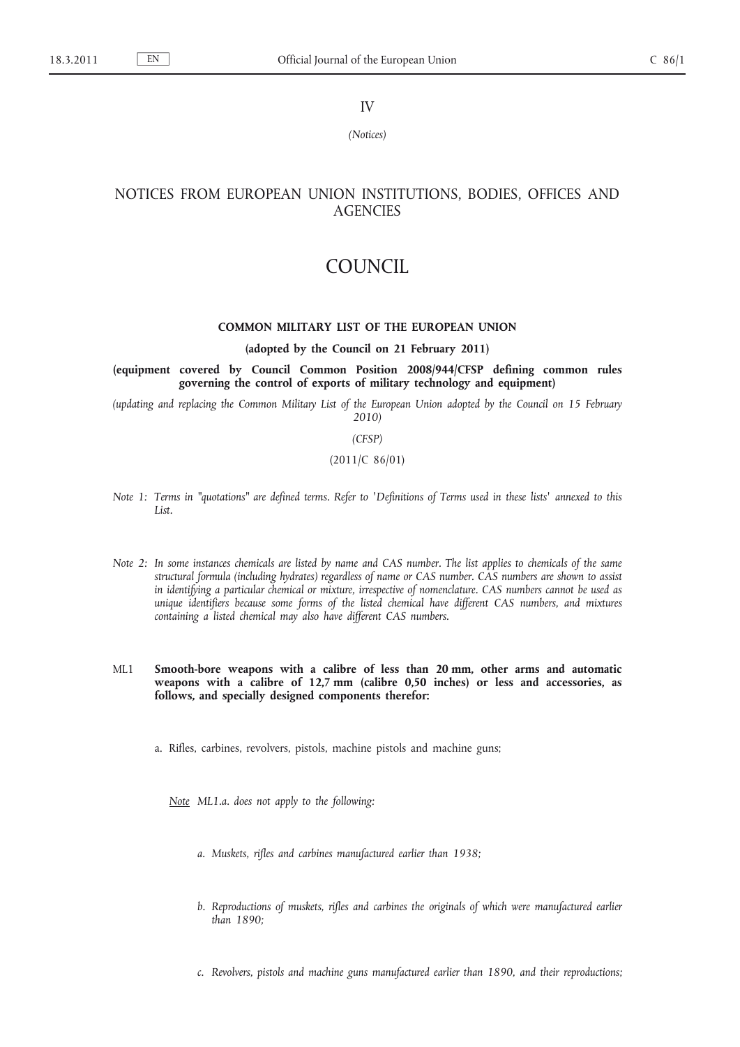IV

*(Notices)*

## NOTICES FROM EUROPEAN UNION INSTITUTIONS, BODIES, OFFICES AND AGENCIES

# COUNCIL

### COMMON MILITARY LIST OF THE EUROPEAN UNION

**(adopted by the Council on 21 February 2011)**

**(equipment covered by Council Common Position 2008/944/CFSP defining common rules governing the control of exports of military technology and equipment)**

*(updating and replacing the Common Military List of the European Union adopted by the Council on 15 February 2010)*

*(CFSP)*

(2011/C 86/01)

*Note 1: Terms in "quotations" are defined terms. Refer to 'Definitions of Terms used in these lists' annexed to this List.*

*Note 2: In some instances chemicals are listed by name and CAS number. The list applies to chemicals of the same structural formula (including hydrates) regardless of name or CAS number. CAS numbers are shown to assist in identifying a particular chemical or mixture, irrespective of nomenclature. CAS numbers cannot be used as unique identifiers because some forms of the listed chemical have different CAS numbers, and mixtures containing a listed chemical may also have different CAS numbers.*

ML1 **Smooth-bore weapons with a calibre of less than 20 mm, other arms and automatic weapons with a calibre of 12,7 mm (calibre 0,50 inches) or less and accessories, as follows, and specially designed components therefor:**

a. Rifles, carbines, revolvers, pistols, machine pistols and machine guns;

*Note ML1.a. does not apply to the following:*

*a. Muskets, rifles and carbines manufactured earlier than 1938;*

*b. Reproductions of muskets, rifles and carbines the originals of which were manufactured earlier than 1890;*

*c. Revolvers, pistols and machine guns manufactured earlier than 1890, and their reproductions;*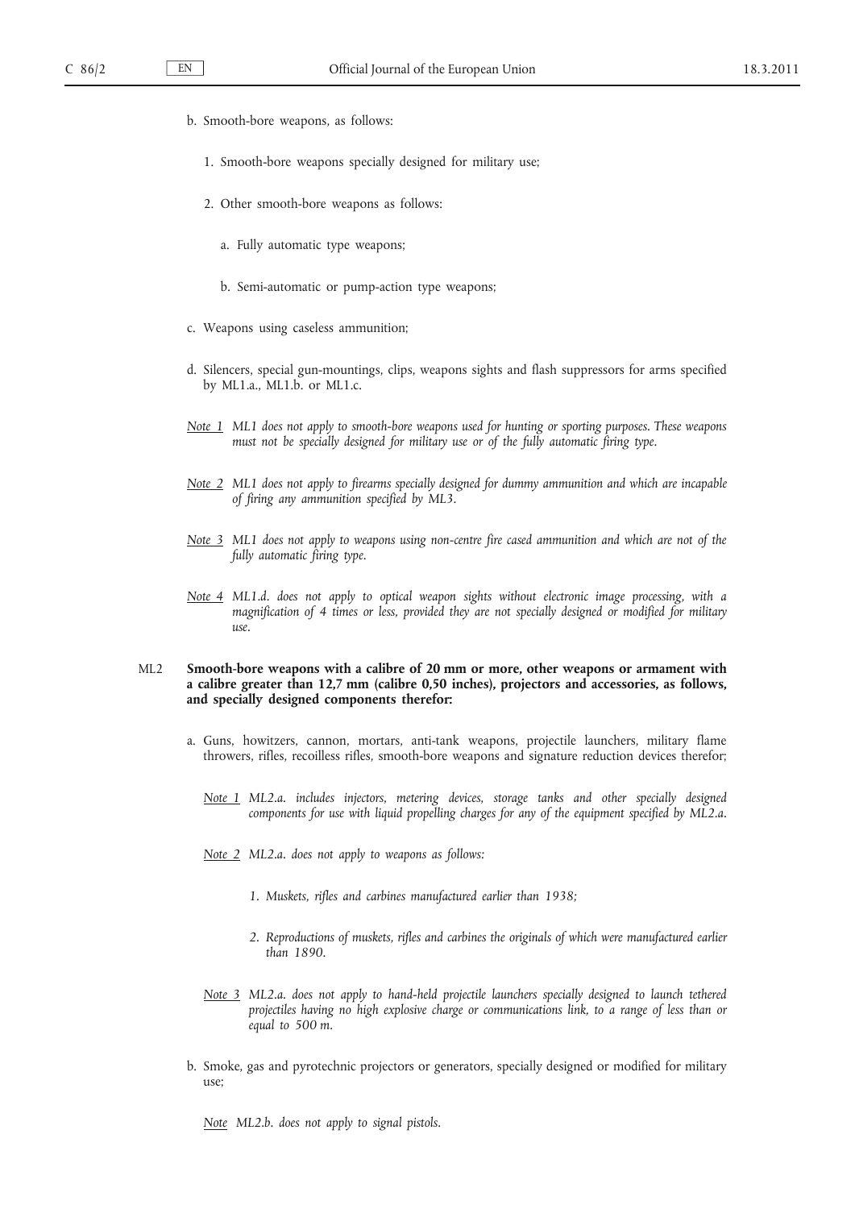b. Smooth-bore weapons, as follows:

   1. Smooth-bore weapons specially designed for military use;

   2. Other smooth-bore weapons as follows:

      a. Fully automatic type weapons;

      b. Semi-automatic or pump-action type weapons;

c. Weapons using caseless ammunition;

d. Silencers, special gun-mountings, clips, weapons sights and flash suppressors for arms specified by ML1.a., ML1.b. or ML1.c.

_Note 1_ *ML1 does not apply to smooth-bore weapons used for hunting or sporting purposes. These weapons must not be specially designed for military use or of the fully automatic firing type.*

_Note 2_ *ML1 does not apply to firearms specially designed for dummy ammunition and which are incapable of firing any ammunition specified by ML3.*

_Note 3_ *ML1 does not apply to weapons using non-centre fire cased ammunition and which are not of the fully automatic firing type.*

_Note 4_ *ML1.d. does not apply to optical weapon sights without electronic image processing, with a magnification of 4 times or less, provided they are not specially designed or modified for military use.*

ML2 **Smooth-bore weapons with a calibre of 20 mm or more, other weapons or armament with a calibre greater than 12,7 mm (calibre 0,50 inches), projectors and accessories, as follows, and specially designed components therefor:**

a. Guns, howitzers, cannon, mortars, anti-tank weapons, projectile launchers, military flame throwers, rifles, recoilless rifles, smooth-bore weapons and signature reduction devices therefor;

_Note 1_ *ML2.a. includes injectors, metering devices, storage tanks and other specially designed components for use with liquid propelling charges for any of the equipment specified by ML2.a.*

_Note 2_ *ML2.a. does not apply to weapons as follows:*

   *1. Muskets, rifles and carbines manufactured earlier than 1938;*

   *2. Reproductions of muskets, rifles and carbines the originals of which were manufactured earlier than 1890.*

_Note 3_ *ML2.a. does not apply to hand-held projectile launchers specially designed to launch tethered projectiles having no high explosive charge or communications link, to a range of less than or equal to 500 m.*

b. Smoke, gas and pyrotechnic projectors or generators, specially designed or modified for military use;

_Note_ *ML2.b. does not apply to signal pistols.*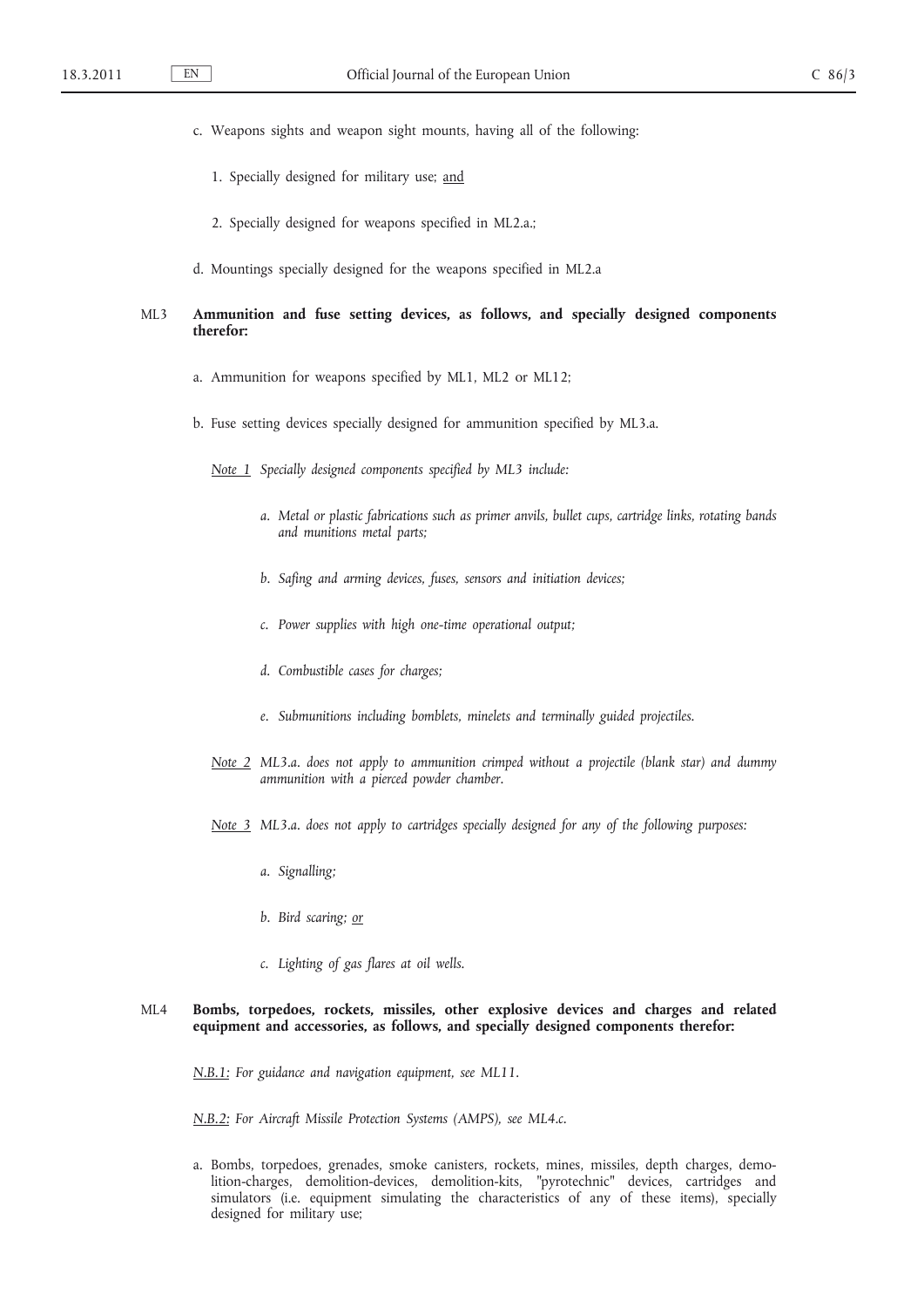c. Weapons sights and weapon sight mounts, having all of the following:

   1. Specially designed for military use; and

   2. Specially designed for weapons specified in ML2.a.;

d. Mountings specially designed for the weapons specified in ML2.a

ML3 **Ammunition and fuse setting devices, as follows, and specially designed components therefor:**

a. Ammunition for weapons specified by ML1, ML2 or ML12;

b. Fuse setting devices specially designed for ammunition specified by ML3.a.

*Note 1 Specially designed components specified by ML3 include:*

*a. Metal or plastic fabrications such as primer anvils, bullet cups, cartridge links, rotating bands and munitions metal parts;*

*b. Safing and arming devices, fuses, sensors and initiation devices;*

*c. Power supplies with high one-time operational output;*

*d. Combustible cases for charges;*

*e. Submunitions including bomblets, minelets and terminally guided projectiles.*

*Note 2 ML3.a. does not apply to ammunition crimped without a projectile (blank star) and dummy ammunition with a pierced powder chamber.*

*Note 3 ML3.a. does not apply to cartridges specially designed for any of the following purposes:*

*a. Signalling;*

*b. Bird scaring; or*

*c. Lighting of gas flares at oil wells.*

ML4 **Bombs, torpedoes, rockets, missiles, other explosive devices and charges and related equipment and accessories, as follows, and specially designed components therefor:**

*N.B.1: For guidance and navigation equipment, see ML11.*

*N.B.2: For Aircraft Missile Protection Systems (AMPS), see ML4.c.*

a. Bombs, torpedoes, grenades, smoke canisters, rockets, mines, missiles, depth charges, demolition-charges, demolition-devices, demolition-kits, "pyrotechnic" devices, cartridges and simulators (i.e. equipment simulating the characteristics of any of these items), specially designed for military use;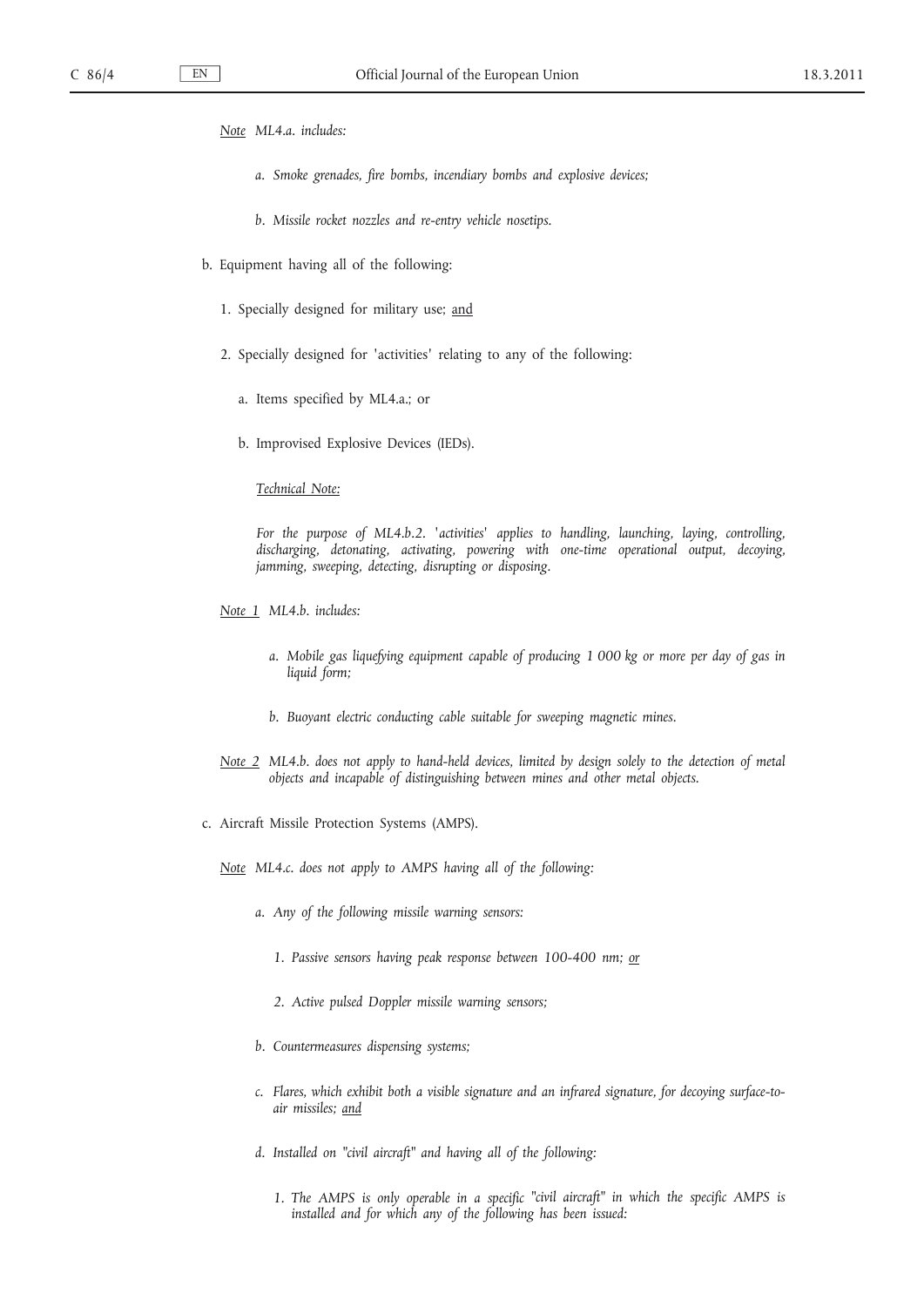*Note* *ML4.a. includes:*

*a. Smoke grenades, fire bombs, incendiary bombs and explosive devices;*

*b. Missile rocket nozzles and re-entry vehicle nosetips.*

b. Equipment having all of the following:

1. Specially designed for military use; and

2. Specially designed for 'activities' relating to any of the following:

a. Items specified by ML4.a.; or

b. Improvised Explosive Devices (IEDs).

*Technical Note:*

*For the purpose of ML4.b.2. 'activities' applies to handling, launching, laying, controlling, discharging, detonating, activating, powering with one-time operational output, decoying, jamming, sweeping, detecting, disrupting or disposing.*

*Note 1* *ML4.b. includes:*

*a. Mobile gas liquefying equipment capable of producing 1 000 kg or more per day of gas in liquid form;*

*b. Buoyant electric conducting cable suitable for sweeping magnetic mines.*

*Note 2* *ML4.b. does not apply to hand-held devices, limited by design solely to the detection of metal objects and incapable of distinguishing between mines and other metal objects.*

c. Aircraft Missile Protection Systems (AMPS).

*Note* *ML4.c. does not apply to AMPS having all of the following:*

*a. Any of the following missile warning sensors:*

*1. Passive sensors having peak response between 100-400 nm; or*

*2. Active pulsed Doppler missile warning sensors;*

*b. Countermeasures dispensing systems;*

*c. Flares, which exhibit both a visible signature and an infrared signature, for decoying surface-to-air missiles; and*

*d. Installed on "civil aircraft" and having all of the following:*

*1. The AMPS is only operable in a specific "civil aircraft" in which the specific AMPS is installed and for which any of the following has been issued:*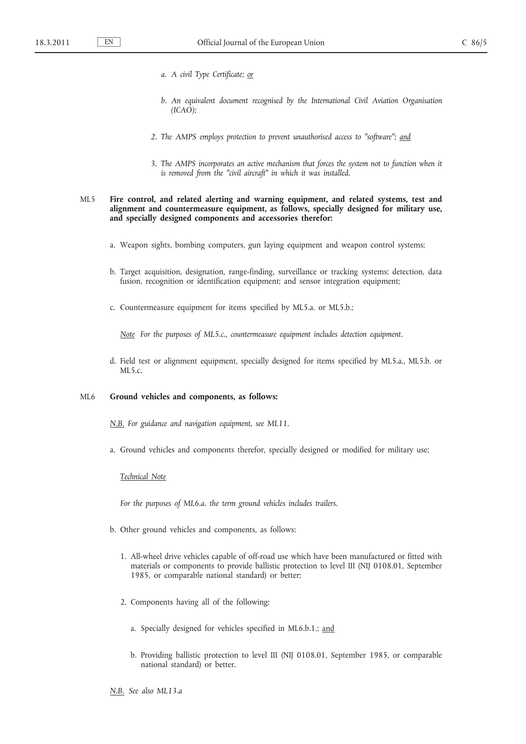*a. A civil Type Certificate; <u>or</u>*

*b. An equivalent document recognised by the International Civil Aviation Organisation (ICAO);*

*2. The AMPS employs protection to prevent unauthorised access to "software"; <u>and</u>*

*3. The AMPS incorporates an active mechanism that forces the system not to function when it is removed from the "civil aircraft" in which it was installed.*

ML5 **Fire control, and related alerting and warning equipment, and related systems, test and alignment and countermeasure equipment, as follows, specially designed for military use, and specially designed components and accessories therefor:**

a. Weapon sights, bombing computers, gun laying equipment and weapon control systems;

b. Target acquisition, designation, range-finding, surveillance or tracking systems; detection, data fusion, recognition or identification equipment; and sensor integration equipment;

c. Countermeasure equipment for items specified by ML5.a. or ML5.b.;

*<u>Note</u> For the purposes of ML5.c., countermeasure equipment includes detection equipment.*

d. Field test or alignment equipment, specially designed for items specified by ML5.a., ML5.b. or ML5.c.

ML6 **Ground vehicles and components, as follows:**

*<u>N.B.</u> For guidance and navigation equipment, see ML11.*

a. Ground vehicles and components therefor, specially designed or modified for military use;

*<u>Technical Note</u>*

*For the purposes of ML6.a. the term ground vehicles includes trailers.*

b. Other ground vehicles and components, as follows:

1. All-wheel drive vehicles capable of off-road use which have been manufactured or fitted with materials or components to provide ballistic protection to level III (NIJ 0108.01, September 1985, or comparable national standard) or better;

2. Components having all of the following:

a. Specially designed for vehicles specified in ML6.b.1.; <u>and</u>

b. Providing ballistic protection to level III (NIJ 0108.01, September 1985, or comparable national standard) or better.

*<u>N.B.</u> See also ML13.a*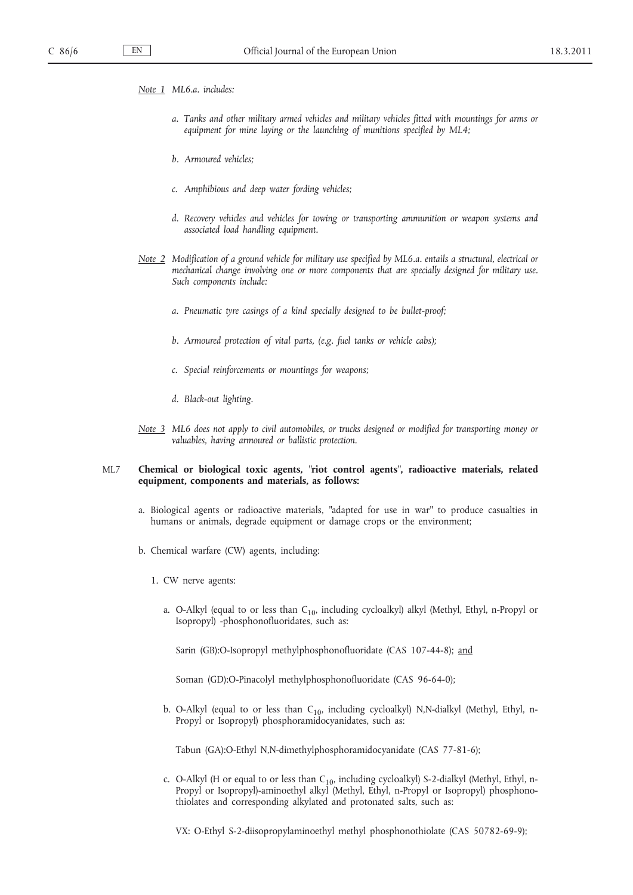*Note 1* *ML6.a. includes:*

*a. Tanks and other military armed vehicles and military vehicles fitted with mountings for arms or equipment for mine laying or the launching of munitions specified by ML4;*

*b. Armoured vehicles;*

*c. Amphibious and deep water fording vehicles;*

*d. Recovery vehicles and vehicles for towing or transporting ammunition or weapon systems and associated load handling equipment.*

*Note 2* *Modification of a ground vehicle for military use specified by ML6.a. entails a structural, electrical or mechanical change involving one or more components that are specially designed for military use. Such components include:*

*a. Pneumatic tyre casings of a kind specially designed to be bullet-proof;*

*b. Armoured protection of vital parts, (e.g. fuel tanks or vehicle cabs);*

*c. Special reinforcements or mountings for weapons;*

*d. Black-out lighting.*

*Note 3* *ML6 does not apply to civil automobiles, or trucks designed or modified for transporting money or valuables, having armoured or ballistic protection.*

ML7 **Chemical or biological toxic agents, "riot control agents", radioactive materials, related equipment, components and materials, as follows:**

a. Biological agents or radioactive materials, "adapted for use in war" to produce casualties in humans or animals, degrade equipment or damage crops or the environment;

b. Chemical warfare (CW) agents, including:

1. CW nerve agents:

a. O-Alkyl (equal to or less than $C_{10}$, including cycloalkyl) alkyl (Methyl, Ethyl, n-Propyl or Isopropyl) -phosphonofluoridates, such as:

Sarin (GB):O-Isopropyl methylphosphonofluoridate (CAS 107-44-8); and

Soman (GD):O-Pinacolyl methylphosphonofluoridate (CAS 96-64-0);

b. O-Alkyl (equal to or less than $C_{10}$, including cycloalkyl) N,N-dialkyl (Methyl, Ethyl, n-Propyl or Isopropyl) phosphoramidocyanidates, such as:

Tabun (GA):O-Ethyl N,N-dimethylphosphoramidocyanidate (CAS 77-81-6);

c. O-Alkyl (H or equal to or less than $C_{10}$, including cycloalkyl) S-2-dialkyl (Methyl, Ethyl, n-Propyl or Isopropyl)-aminoethyl alkyl (Methyl, Ethyl, n-Propyl or Isopropyl) phosphonothiolates and corresponding alkylated and protonated salts, such as:

VX: O-Ethyl S-2-diisopropylaminoethyl methyl phosphonothiolate (CAS 50782-69-9);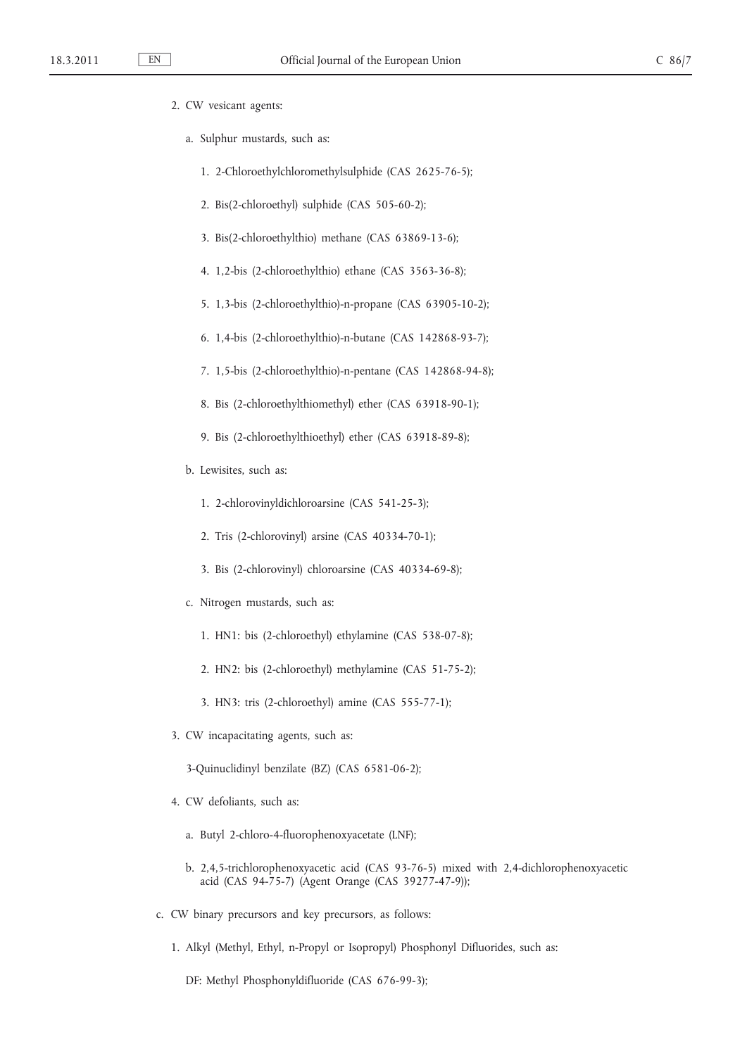2. CW vesicant agents:

   a. Sulphur mustards, such as:

      1. 2-Chloroethylchloromethylsulphide (CAS 2625-76-5);

      2. Bis(2-chloroethyl) sulphide (CAS 505-60-2);

      3. Bis(2-chloroethylthio) methane (CAS 63869-13-6);

      4. 1,2-bis (2-chloroethylthio) ethane (CAS 3563-36-8);

      5. 1,3-bis (2-chloroethylthio)-n-propane (CAS 63905-10-2);

      6. 1,4-bis (2-chloroethylthio)-n-butane (CAS 142868-93-7);

      7. 1,5-bis (2-chloroethylthio)-n-pentane (CAS 142868-94-8);

      8. Bis (2-chloroethylthiomethyl) ether (CAS 63918-90-1);

      9. Bis (2-chloroethylthioethyl) ether (CAS 63918-89-8);

   b. Lewisites, such as:

      1. 2-chlorovinyldichloroarsine (CAS 541-25-3);

      2. Tris (2-chlorovinyl) arsine (CAS 40334-70-1);

      3. Bis (2-chlorovinyl) chloroarsine (CAS 40334-69-8);

   c. Nitrogen mustards, such as:

      1. HN1: bis (2-chloroethyl) ethylamine (CAS 538-07-8);

      2. HN2: bis (2-chloroethyl) methylamine (CAS 51-75-2);

      3. HN3: tris (2-chloroethyl) amine (CAS 555-77-1);

3. CW incapacitating agents, such as:

   3-Quinuclidinyl benzilate (BZ) (CAS 6581-06-2);

4. CW defoliants, such as:

   a. Butyl 2-chloro-4-fluorophenoxyacetate (LNF);

   b. 2,4,5-trichlorophenoxyacetic acid (CAS 93-76-5) mixed with 2,4-dichlorophenoxyacetic acid (CAS 94-75-7) (Agent Orange (CAS 39277-47-9));

c. CW binary precursors and key precursors, as follows:

   1. Alkyl (Methyl, Ethyl, n-Propyl or Isopropyl) Phosphonyl Difluorides, such as:

      DF: Methyl Phosphonyldifluoride (CAS 676-99-3);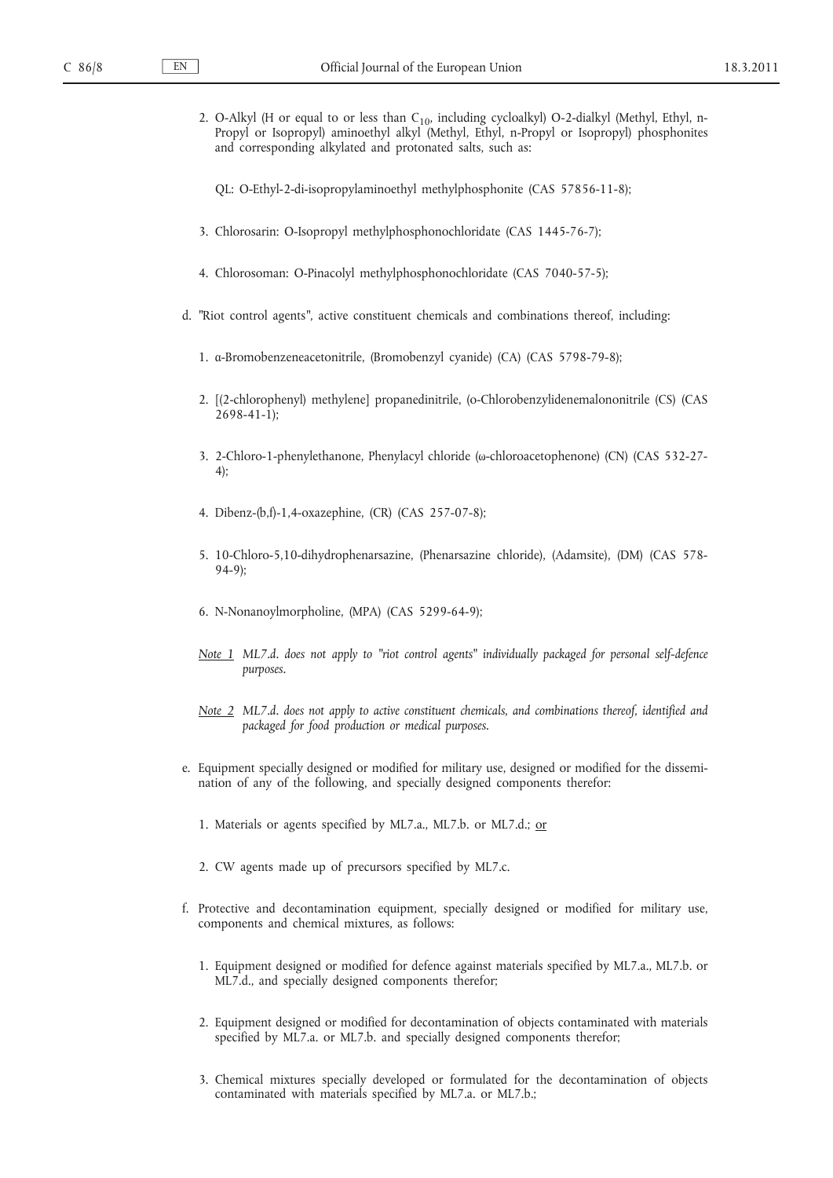2. O-Alkyl (H or equal to or less than $C_{10}$, including cycloalkyl) O-2-dialkyl (Methyl, Ethyl, n-Propyl or Isopropyl) aminoethyl alkyl (Methyl, Ethyl, n-Propyl or Isopropyl) phosphonites and corresponding alkylated and protonated salts, such as:

   QL: O-Ethyl-2-di-isopropylaminoethyl methylphosphonite (CAS 57856-11-8);

3. Chlorosarin: O-Isopropyl methylphosphonochloridate (CAS 1445-76-7);

4. Chlorosoman: O-Pinacolyl methylphosphonochloridate (CAS 7040-57-5);

d. "Riot control agents", active constituent chemicals and combinations thereof, including:

   1. α-Bromobenzeneacetonitrile, (Bromobenzyl cyanide) (CA) (CAS 5798-79-8);

   2. [(2-chlorophenyl) methylene] propanedinitrile, (o-Chlorobenzylidenemalononitrile (CS) (CAS 2698-41-1);

   3. 2-Chloro-1-phenylethanone, Phenylacyl chloride (ω-chloroacetophenone) (CN) (CAS 532-27-4);

   4. Dibenz-(b,f)-1,4-oxazephine, (CR) (CAS 257-07-8);

   5. 10-Chloro-5,10-dihydrophenarsazine, (Phenarsazine chloride), (Adamsite), (DM) (CAS 578-94-9);

   6. N-Nonanoylmorpholine, (MPA) (CAS 5299-64-9);

   Note 1 *ML7.d. does not apply to "riot control agents" individually packaged for personal self-defence purposes.*

   Note 2 *ML7.d. does not apply to active constituent chemicals, and combinations thereof, identified and packaged for food production or medical purposes.*

e. Equipment specially designed or modified for military use, designed or modified for the dissemination of any of the following, and specially designed components therefor:

   1. Materials or agents specified by ML7.a., ML7.b. or ML7.d.; or

   2. CW agents made up of precursors specified by ML7.c.

f. Protective and decontamination equipment, specially designed or modified for military use, components and chemical mixtures, as follows:

   1. Equipment designed or modified for defence against materials specified by ML7.a., ML7.b. or ML7.d., and specially designed components therefor;

   2. Equipment designed or modified for decontamination of objects contaminated with materials specified by ML7.a. or ML7.b. and specially designed components therefor;

   3. Chemical mixtures specially developed or formulated for the decontamination of objects contaminated with materials specified by ML7.a. or ML7.b.;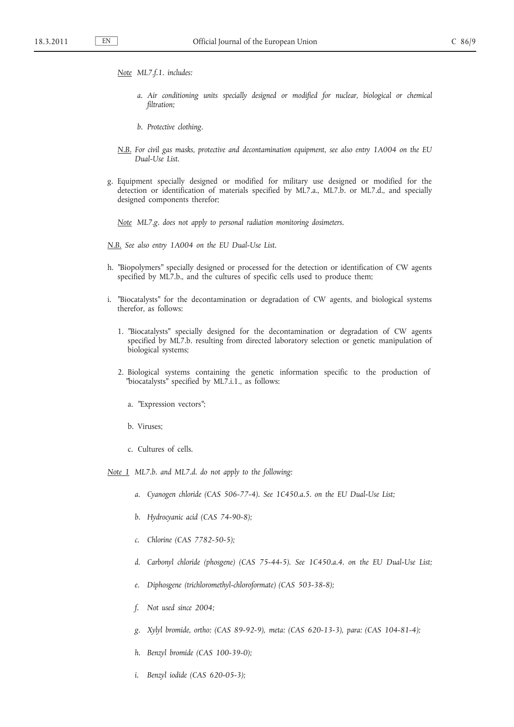*Note* *ML7.f.1. includes:*

*a. Air conditioning units specially designed or modified for nuclear, biological or chemical filtration;*

*b. Protective clothing.*

*N.B. For civil gas masks, protective and decontamination equipment, see also entry 1A004 on the EU Dual-Use List.*

g. Equipment specially designed or modified for military use designed or modified for the detection or identification of materials specified by ML7.a., ML7.b. or ML7.d., and specially designed components therefor;

*Note* *ML7.g. does not apply to personal radiation monitoring dosimeters.*

*N.B. See also entry 1A004 on the EU Dual-Use List.*

h. "Biopolymers" specially designed or processed for the detection or identification of CW agents specified by ML7.b., and the cultures of specific cells used to produce them;

i. "Biocatalysts" for the decontamination or degradation of CW agents, and biological systems therefor, as follows:

1. "Biocatalysts" specially designed for the decontamination or degradation of CW agents specified by ML7.b. resulting from directed laboratory selection or genetic manipulation of biological systems;

2. Biological systems containing the genetic information specific to the production of "biocatalysts" specified by ML7.i.1., as follows:

   a. "Expression vectors";

   b. Viruses;

   c. Cultures of cells.

*Note 1* *ML7.b. and ML7.d. do not apply to the following:*

*a. Cyanogen chloride (CAS 506-77-4). See 1C450.a.5. on the EU Dual-Use List;*

*b. Hydrocyanic acid (CAS 74-90-8);*

*c. Chlorine (CAS 7782-50-5);*

*d. Carbonyl chloride (phosgene) (CAS 75-44-5). See 1C450.a.4. on the EU Dual-Use List;*

*e. Diphosgene (trichloromethyl-chloroformate) (CAS 503-38-8);*

*f. Not used since 2004;*

*g. Xylyl bromide, ortho: (CAS 89-92-9), meta: (CAS 620-13-3), para: (CAS 104-81-4);*

*h. Benzyl bromide (CAS 100-39-0);*

*i. Benzyl iodide (CAS 620-05-3);*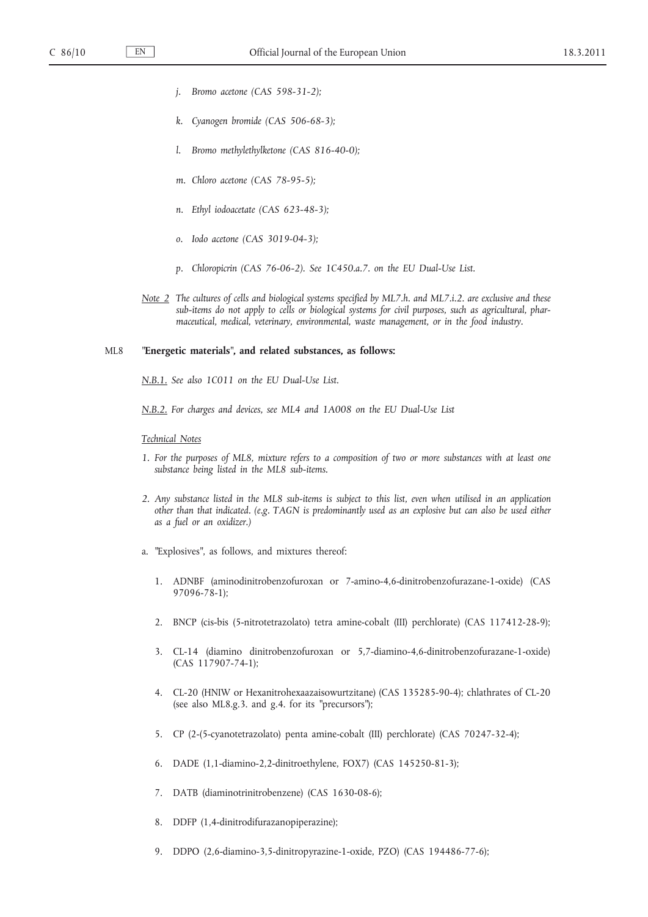*j. Bromo acetone (CAS 598-31-2);*

*k. Cyanogen bromide (CAS 506-68-3);*

*l. Bromo methylethylketone (CAS 816-40-0);*

*m. Chloro acetone (CAS 78-95-5);*

*n. Ethyl iodoacetate (CAS 623-48-3);*

*o. Iodo acetone (CAS 3019-04-3);*

*p. Chloropicrin (CAS 76-06-2). See 1C450.a.7. on the EU Dual-Use List.*

*Note 2 The cultures of cells and biological systems specified by ML7.h. and ML7.i.2. are exclusive and these sub-items do not apply to cells or biological systems for civil purposes, such as agricultural, pharmaceutical, medical, veterinary, environmental, waste management, or in the food industry.*

ML8 **"Energetic materials", and related substances, as follows:**

*N.B.1. See also 1C011 on the EU Dual-Use List.*

*N.B.2. For charges and devices, see ML4 and 1A008 on the EU Dual-Use List*

*Technical Notes*

*1. For the purposes of ML8, mixture refers to a composition of two or more substances with at least one substance being listed in the ML8 sub-items.*

*2. Any substance listed in the ML8 sub-items is subject to this list, even when utilised in an application other than that indicated. (e.g. TAGN is predominantly used as an explosive but can also be used either as a fuel or an oxidizer.)*

a. "Explosives", as follows, and mixtures thereof:

1. ADNBF (aminodinitrobenzofuroxan or 7-amino-4,6-dinitrobenzofurazane-1-oxide) (CAS 97096-78-1);

2. BNCP (cis-bis (5-nitrotetrazolato) tetra amine-cobalt (III) perchlorate) (CAS 117412-28-9);

3. CL-14 (diamino dinitrobenzofuroxan or 5,7-diamino-4,6-dinitrobenzofurazane-1-oxide) (CAS 117907-74-1);

4. CL-20 (HNIW or Hexanitrohexaazaisowurtzitane) (CAS 135285-90-4); chlathrates of CL-20 (see also ML8.g.3. and g.4. for its "precursors");

5. CP (2-(5-cyanotetrazolato) penta amine-cobalt (III) perchlorate) (CAS 70247-32-4);

6. DADE (1,1-diamino-2,2-dinitroethylene, FOX7) (CAS 145250-81-3);

7. DATB (diaminotrinitrobenzene) (CAS 1630-08-6);

8. DDFP (1,4-dinitrodifurazanopiperazine);

9. DDPO (2,6-diamino-3,5-dinitropyrazine-1-oxide, PZO) (CAS 194486-77-6);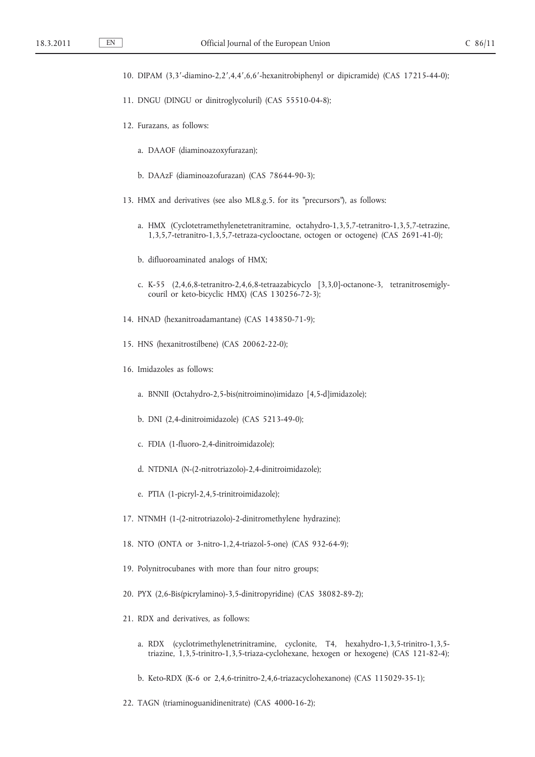10. DIPAM (3,3′-diamino-2,2′,4,4′,6,6′-hexanitrobiphenyl or dipicramide) (CAS 17215-44-0);

11. DNGU (DINGU or dinitroglycoluril) (CAS 55510-04-8);

12. Furazans, as follows:

    a. DAAOF (diaminoazoxyfurazan);

    b. DAAzF (diaminoazofurazan) (CAS 78644-90-3);

13. HMX and derivatives (see also ML8.g.5. for its "precursors"), as follows:

    a. HMX (Cyclotetramethylenetetranitramine, octahydro-1,3,5,7-tetranitro-1,3,5,7-tetrazine, 1,3,5,7-tetranitro-1,3,5,7-tetraza-cyclooctane, octogen or octogene) (CAS 2691-41-0);

    b. difluoroaminated analogs of HMX;

    c. K-55 (2,4,6,8-tetranitro-2,4,6,8-tetraazabicyclo [3,3,0]-octanone-3, tetranitrosemiglycouril or keto-bicyclic HMX) (CAS 130256-72-3);

14. HNAD (hexanitroadamantane) (CAS 143850-71-9);

15. HNS (hexanitrostilbene) (CAS 20062-22-0);

16. Imidazoles as follows:

    a. BNNII (Octahydro-2,5-bis(nitroimino)imidazo [4,5-d]imidazole);

    b. DNI (2,4-dinitroimidazole) (CAS 5213-49-0);

    c. FDIA (1-fluoro-2,4-dinitroimidazole);

    d. NTDNIA (N-(2-nitrotriazolo)-2,4-dinitroimidazole);

    e. PTIA (1-picryl-2,4,5-trinitroimidazole);

17. NTNMH (1-(2-nitrotriazolo)-2-dinitromethylene hydrazine);

18. NTO (ONTA or 3-nitro-1,2,4-triazol-5-one) (CAS 932-64-9);

19. Polynitrocubanes with more than four nitro groups;

20. PYX (2,6-Bis(picrylamino)-3,5-dinitropyridine) (CAS 38082-89-2);

21. RDX and derivatives, as follows:

    a. RDX (cyclotrimethylenetrinitramine, cyclonite, T4, hexahydro-1,3,5-trinitro-1,3,5-triazine, 1,3,5-trinitro-1,3,5-triaza-cyclohexane, hexogen or hexogene) (CAS 121-82-4);

    b. Keto-RDX (K-6 or 2,4,6-trinitro-2,4,6-triazacyclohexanone) (CAS 115029-35-1);

22. TAGN (triaminoguanidinenitrate) (CAS 4000-16-2);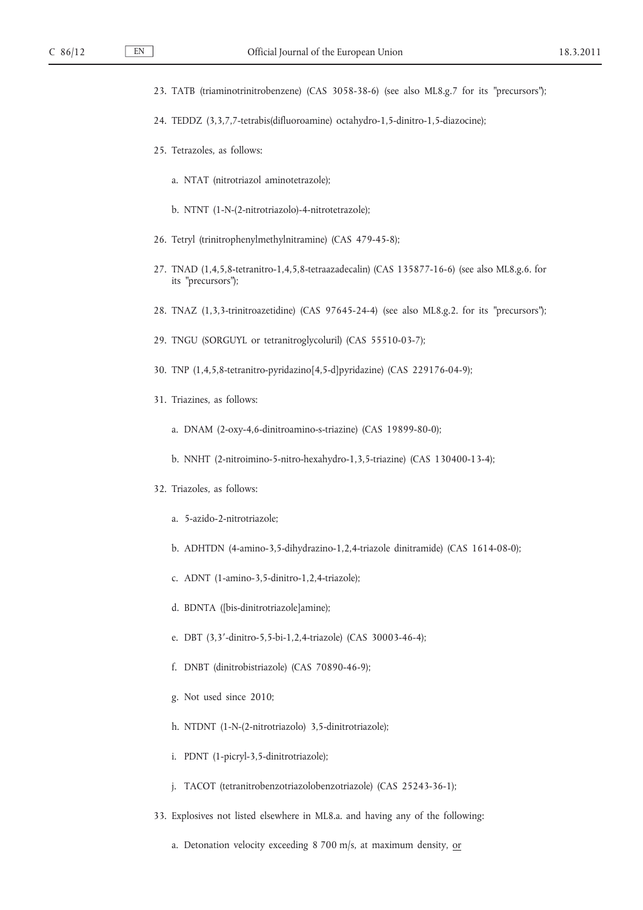23. TATB (triaminotrinitrobenzene) (CAS 3058-38-6) (see also ML8.g.7 for its "precursors");

24. TEDDZ (3,3,7,7-tetrabis(difluoroamine) octahydro-1,5-dinitro-1,5-diazocine);

25. Tetrazoles, as follows:

    a. NTAT (nitrotriazol aminotetrazole);

    b. NTNT (1-N-(2-nitrotriazolo)-4-nitrotetrazole);

26. Tetryl (trinitrophenylmethylnitramine) (CAS 479-45-8);

27. TNAD (1,4,5,8-tetranitro-1,4,5,8-tetraazadecalin) (CAS 135877-16-6) (see also ML8.g.6. for its "precursors");

28. TNAZ (1,3,3-trinitroazetidine) (CAS 97645-24-4) (see also ML8.g.2. for its "precursors");

29. TNGU (SORGUYL or tetranitroglycoluril) (CAS 55510-03-7);

30. TNP (1,4,5,8-tetranitro-pyridazino[4,5-d]pyridazine) (CAS 229176-04-9);

31. Triazines, as follows:

    a. DNAM (2-oxy-4,6-dinitroamino-s-triazine) (CAS 19899-80-0);

    b. NNHT (2-nitroimino-5-nitro-hexahydro-1,3,5-triazine) (CAS 130400-13-4);

32. Triazoles, as follows:

    a. 5-azido-2-nitrotriazole;

    b. ADHTDN (4-amino-3,5-dihydrazino-1,2,4-triazole dinitramide) (CAS 1614-08-0);

    c. ADNT (1-amino-3,5-dinitro-1,2,4-triazole);

    d. BDNTA ([bis-dinitrotriazole]amine);

    e. DBT (3,3′-dinitro-5,5-bi-1,2,4-triazole) (CAS 30003-46-4);

    f. DNBT (dinitrobistriazole) (CAS 70890-46-9);

    g. Not used since 2010;

    h. NTDNT (1-N-(2-nitrotriazolo) 3,5-dinitrotriazole);

    i. PDNT (1-picryl-3,5-dinitrotriazole);

    j. TACOT (tetranitrobenzotriazolobenzotriazole) (CAS 25243-36-1);

33. Explosives not listed elsewhere in ML8.a. and having any of the following:

    a. Detonation velocity exceeding 8 700 m/s, at maximum density, <u>or</u>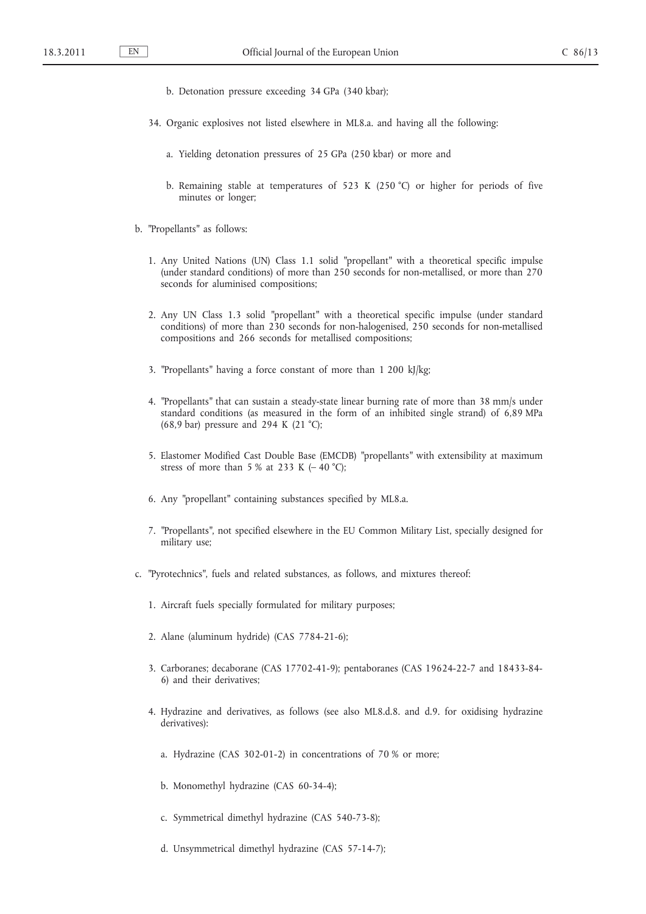b. Detonation pressure exceeding 34 GPa (340 kbar);

34. Organic explosives not listed elsewhere in ML8.a. and having all the following:

   a. Yielding detonation pressures of 25 GPa (250 kbar) or more and

   b. Remaining stable at temperatures of 523 K (250 °C) or higher for periods of five minutes or longer;

b. "Propellants" as follows:

   1. Any United Nations (UN) Class 1.1 solid "propellant" with a theoretical specific impulse (under standard conditions) of more than 250 seconds for non-metallised, or more than 270 seconds for aluminised compositions;

   2. Any UN Class 1.3 solid "propellant" with a theoretical specific impulse (under standard conditions) of more than 230 seconds for non-halogenised, 250 seconds for non-metallised compositions and 266 seconds for metallised compositions;

   3. "Propellants" having a force constant of more than 1 200 kJ/kg;

   4. "Propellants" that can sustain a steady-state linear burning rate of more than 38 mm/s under standard conditions (as measured in the form of an inhibited single strand) of 6,89 MPa (68,9 bar) pressure and 294 K (21 °C);

   5. Elastomer Modified Cast Double Base (EMCDB) "propellants" with extensibility at maximum stress of more than 5 % at 233 K (– 40 °C);

   6. Any "propellant" containing substances specified by ML8.a.

   7. "Propellants", not specified elsewhere in the EU Common Military List, specially designed for military use;

c. "Pyrotechnics", fuels and related substances, as follows, and mixtures thereof:

   1. Aircraft fuels specially formulated for military purposes;

   2. Alane (aluminum hydride) (CAS 7784-21-6);

   3. Carboranes; decaborane (CAS 17702-41-9); pentaboranes (CAS 19624-22-7 and 18433-84-6) and their derivatives;

   4. Hydrazine and derivatives, as follows (see also ML8.d.8. and d.9. for oxidising hydrazine derivatives):

      a. Hydrazine (CAS 302-01-2) in concentrations of 70 % or more;

      b. Monomethyl hydrazine (CAS 60-34-4);

      c. Symmetrical dimethyl hydrazine (CAS 540-73-8);

      d. Unsymmetrical dimethyl hydrazine (CAS 57-14-7);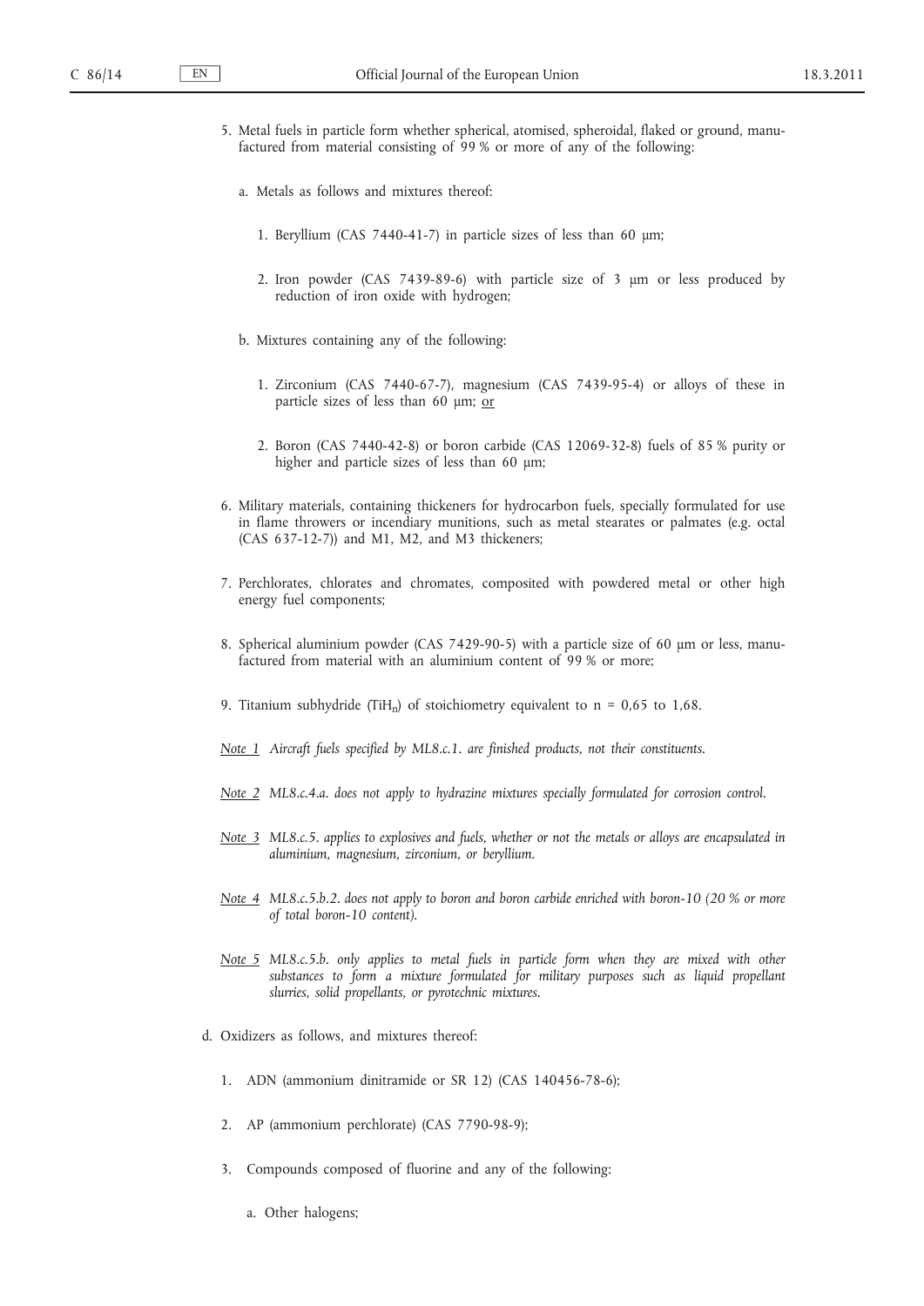5. Metal fuels in particle form whether spherical, atomised, spheroidal, flaked or ground, manufactured from material consisting of 99 % or more of any of the following:

   a. Metals as follows and mixtures thereof:

      1. Beryllium (CAS 7440-41-7) in particle sizes of less than 60 μm;

      2. Iron powder (CAS 7439-89-6) with particle size of 3 μm or less produced by reduction of iron oxide with hydrogen;

   b. Mixtures containing any of the following:

      1. Zirconium (CAS 7440-67-7), magnesium (CAS 7439-95-4) or alloys of these in particle sizes of less than 60 μm; <u>or</u>

      2. Boron (CAS 7440-42-8) or boron carbide (CAS 12069-32-8) fuels of 85 % purity or higher and particle sizes of less than 60 μm;

6. Military materials, containing thickeners for hydrocarbon fuels, specially formulated for use in flame throwers or incendiary munitions, such as metal stearates or palmates (e.g. octal (CAS 637-12-7)) and M1, M2, and M3 thickeners;

7. Perchlorates, chlorates and chromates, composited with powdered metal or other high energy fuel components;

8. Spherical aluminium powder (CAS 7429-90-5) with a particle size of 60 μm or less, manufactured from material with an aluminium content of 99 % or more;

9. Titanium subhydride ($TiH_n$) of stoichiometry equivalent to n = 0,65 to 1,68.

<u>Note 1</u> *Aircraft fuels specified by ML8.c.1. are finished products, not their constituents.*

<u>Note 2</u> *ML8.c.4.a. does not apply to hydrazine mixtures specially formulated for corrosion control.*

<u>Note 3</u> *ML8.c.5. applies to explosives and fuels, whether or not the metals or alloys are encapsulated in aluminium, magnesium, zirconium, or beryllium.*

<u>Note 4</u> *ML8.c.5.b.2. does not apply to boron and boron carbide enriched with boron-10 (20 % or more of total boron-10 content).*

<u>Note 5</u> *ML8.c.5.b. only applies to metal fuels in particle form when they are mixed with other substances to form a mixture formulated for military purposes such as liquid propellant slurries, solid propellants, or pyrotechnic mixtures.*

d. Oxidizers as follows, and mixtures thereof:

   1. ADN (ammonium dinitramide or SR 12) (CAS 140456-78-6);

   2. AP (ammonium perchlorate) (CAS 7790-98-9);

   3. Compounds composed of fluorine and any of the following:

      a. Other halogens;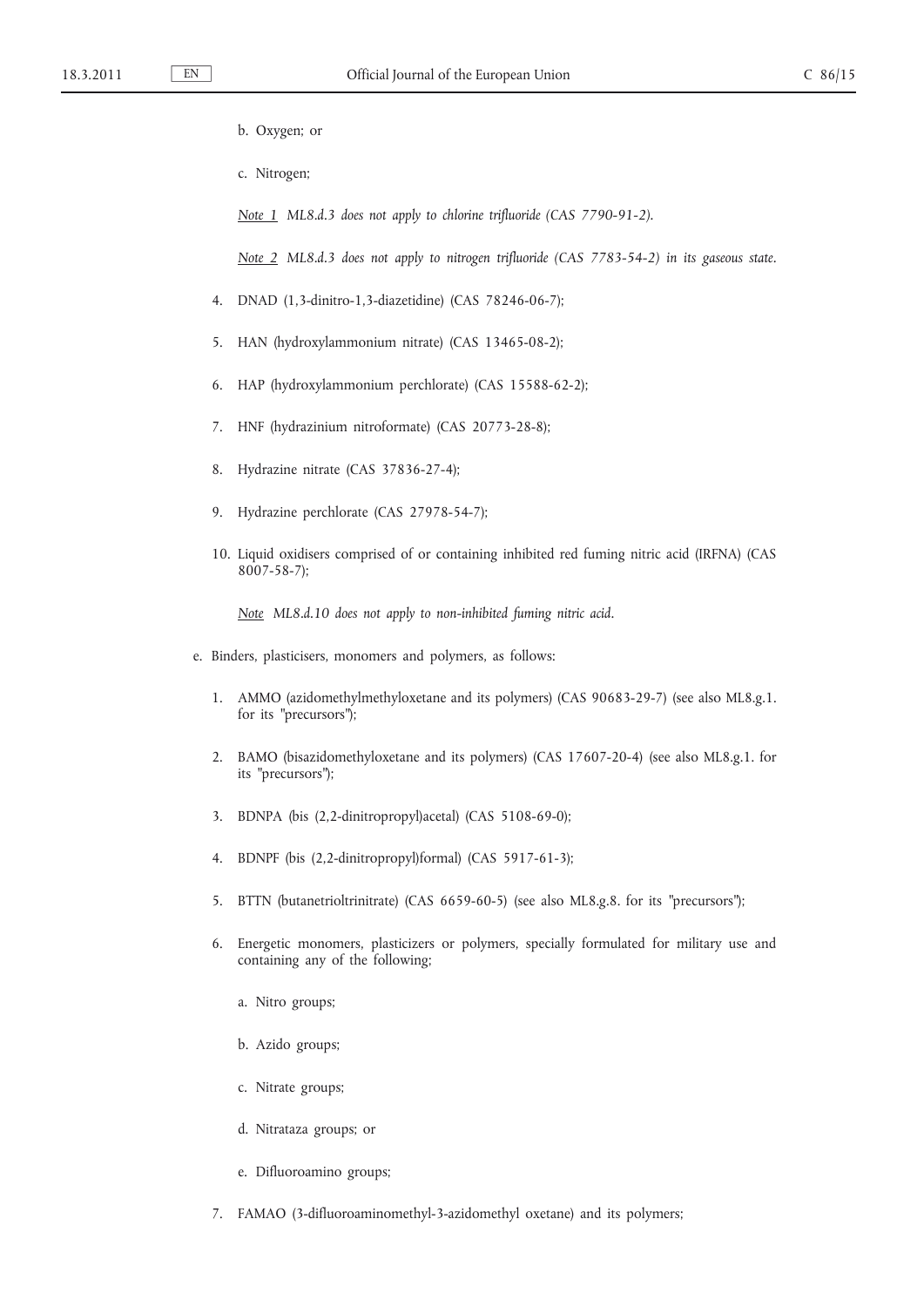b. Oxygen; or

c. Nitrogen;

*Note 1 ML8.d.3 does not apply to chlorine trifluoride (CAS 7790-91-2).*

*Note 2 ML8.d.3 does not apply to nitrogen trifluoride (CAS 7783-54-2) in its gaseous state.*

4. DNAD (1,3-dinitro-1,3-diazetidine) (CAS 78246-06-7);

5. HAN (hydroxylammonium nitrate) (CAS 13465-08-2);

6. HAP (hydroxylammonium perchlorate) (CAS 15588-62-2);

7. HNF (hydrazinium nitroformate) (CAS 20773-28-8);

8. Hydrazine nitrate (CAS 37836-27-4);

9. Hydrazine perchlorate (CAS 27978-54-7);

10. Liquid oxidisers comprised of or containing inhibited red fuming nitric acid (IRFNA) (CAS 8007-58-7);

*Note ML8.d.10 does not apply to non-inhibited fuming nitric acid.*

e. Binders, plasticisers, monomers and polymers, as follows:

1. AMMO (azidomethylmethyloxetane and its polymers) (CAS 90683-29-7) (see also ML8.g.1. for its "precursors");

2. BAMO (bisazidomethyloxetane and its polymers) (CAS 17607-20-4) (see also ML8.g.1. for its "precursors");

3. BDNPA (bis (2,2-dinitropropyl)acetal) (CAS 5108-69-0);

4. BDNPF (bis (2,2-dinitropropyl)formal) (CAS 5917-61-3);

5. BTTN (butanetrioltrinitrate) (CAS 6659-60-5) (see also ML8.g.8. for its "precursors");

6. Energetic monomers, plasticizers or polymers, specially formulated for military use and containing any of the following;

   a. Nitro groups;

   b. Azido groups;

   c. Nitrate groups;

   d. Nitrataza groups; or

   e. Difluoroamino groups;

7. FAMAO (3-difluoroaminomethyl-3-azidomethyl oxetane) and its polymers;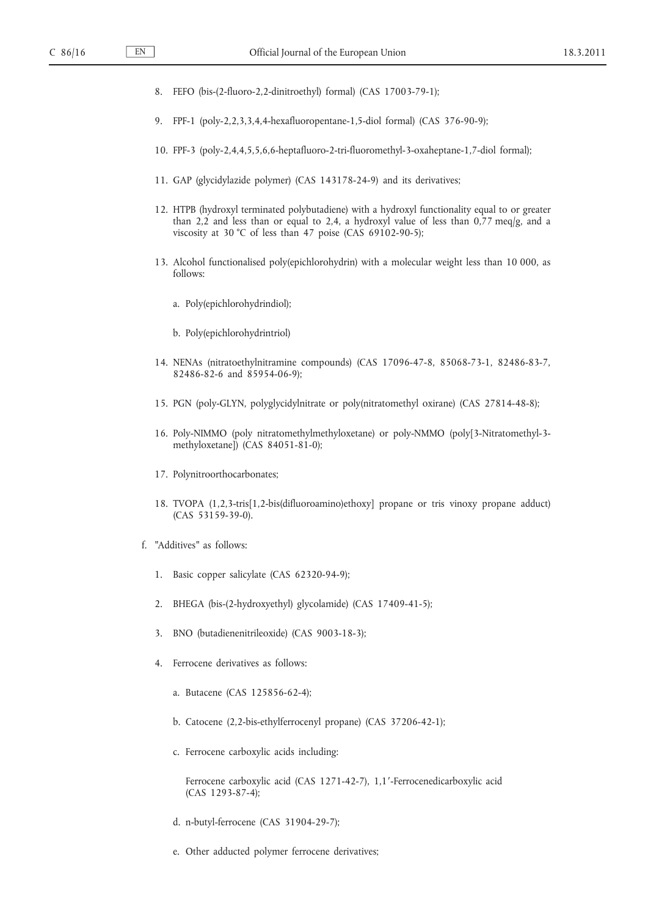8. FEFO (bis-(2-fluoro-2,2-dinitroethyl) formal) (CAS 17003-79-1);

9. FPF-1 (poly-2,2,3,3,4,4-hexafluoropentane-1,5-diol formal) (CAS 376-90-9);

10. FPF-3 (poly-2,4,4,5,5,6,6-heptafluoro-2-tri-fluoromethyl-3-oxaheptane-1,7-diol formal);

11. GAP (glycidylazide polymer) (CAS 143178-24-9) and its derivatives;

12. HTPB (hydroxyl terminated polybutadiene) with a hydroxyl functionality equal to or greater than 2,2 and less than or equal to 2,4, a hydroxyl value of less than 0,77 meq/g, and a viscosity at 30 °C of less than 47 poise (CAS 69102-90-5);

13. Alcohol functionalised poly(epichlorohydrin) with a molecular weight less than 10 000, as follows:

    a. Poly(epichlorohydrindiol);

    b. Poly(epichlorohydrintriol)

14. NENAs (nitratoethylnitramine compounds) (CAS 17096-47-8, 85068-73-1, 82486-83-7, 82486-82-6 and 85954-06-9);

15. PGN (poly-GLYN, polyglycidylnitrate or poly(nitratomethyl oxirane) (CAS 27814-48-8);

16. Poly-NIMMO (poly nitratomethylmethyloxetane) or poly-NMMO (poly[3-Nitratomethyl-3-methyloxetane]) (CAS 84051-81-0);

17. Polynitroorthocarbonates;

18. TVOPA (1,2,3-tris[1,2-bis(difluoroamino)ethoxy] propane or tris vinoxy propane adduct) (CAS 53159-39-0).

f. "Additives" as follows:

1. Basic copper salicylate (CAS 62320-94-9);

2. BHEGA (bis-(2-hydroxyethyl) glycolamide) (CAS 17409-41-5);

3. BNO (butadienenitrileoxide) (CAS 9003-18-3);

4. Ferrocene derivatives as follows:

    a. Butacene (CAS 125856-62-4);

    b. Catocene (2,2-bis-ethylferrocenyl propane) (CAS 37206-42-1);

    c. Ferrocene carboxylic acids including:

       Ferrocene carboxylic acid (CAS 1271-42-7), 1,1′-Ferrocenedicarboxylic acid (CAS 1293-87-4);

    d. n-butyl-ferrocene (CAS 31904-29-7);

    e. Other adducted polymer ferrocene derivatives;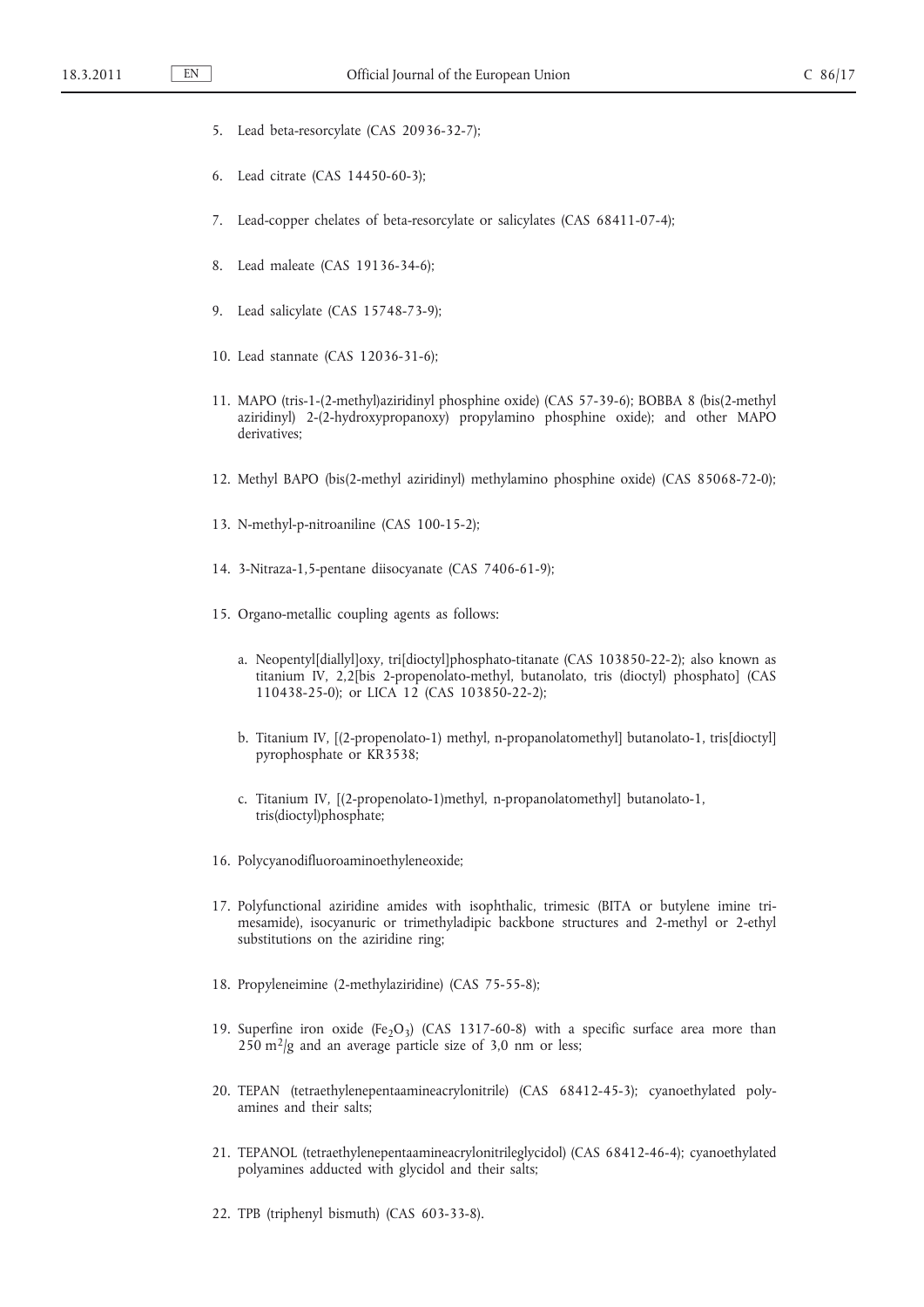5. Lead beta-resorcylate (CAS 20936-32-7);

6. Lead citrate (CAS 14450-60-3);

7. Lead-copper chelates of beta-resorcylate or salicylates (CAS 68411-07-4);

8. Lead maleate (CAS 19136-34-6);

9. Lead salicylate (CAS 15748-73-9);

10. Lead stannate (CAS 12036-31-6);

11. MAPO (tris-1-(2-methyl)aziridinyl phosphine oxide) (CAS 57-39-6); BOBBA 8 (bis(2-methyl aziridinyl) 2-(2-hydroxypropanoxy) propylamino phosphine oxide); and other MAPO derivatives;

12. Methyl BAPO (bis(2-methyl aziridinyl) methylamino phosphine oxide) (CAS 85068-72-0);

13. N-methyl-p-nitroaniline (CAS 100-15-2);

14. 3-Nitraza-1,5-pentane diisocyanate (CAS 7406-61-9);

15. Organo-metallic coupling agents as follows:

    a. Neopentyl[diallyl]oxy, tri[dioctyl]phosphato-titanate (CAS 103850-22-2); also known as titanium IV, 2,2[bis 2-propenolato-methyl, butanolato, tris (dioctyl) phosphato] (CAS 110438-25-0); or LICA 12 (CAS 103850-22-2);

    b. Titanium IV, [(2-propenolato-1) methyl, n-propanolatomethyl] butanolato-1, tris[dioctyl] pyrophosphate or KR3538;

    c. Titanium IV, [(2-propenolato-1)methyl, n-propanolatomethyl] butanolato-1, tris(dioctyl)phosphate;

16. Polycyanodifluoroaminoethyleneoxide;

17. Polyfunctional aziridine amides with isophthalic, trimesic (BITA or butylene imine trimesamide), isocyanuric or trimethyladipic backbone structures and 2-methyl or 2-ethyl substitutions on the aziridine ring;

18. Propyleneimine (2-methylaziridine) (CAS 75-55-8);

19. Superfine iron oxide ($Fe_2O_3$) (CAS 1317-60-8) with a specific surface area more than 250 $m^2/g$ and an average particle size of 3,0 nm or less;

20. TEPAN (tetraethylenepentaamineacrylonitrile) (CAS 68412-45-3); cyanoethylated polyamines and their salts;

21. TEPANOL (tetraethylenepentaamineacrylonitrileglycidol) (CAS 68412-46-4); cyanoethylated polyamines adducted with glycidol and their salts;

22. TPB (triphenyl bismuth) (CAS 603-33-8).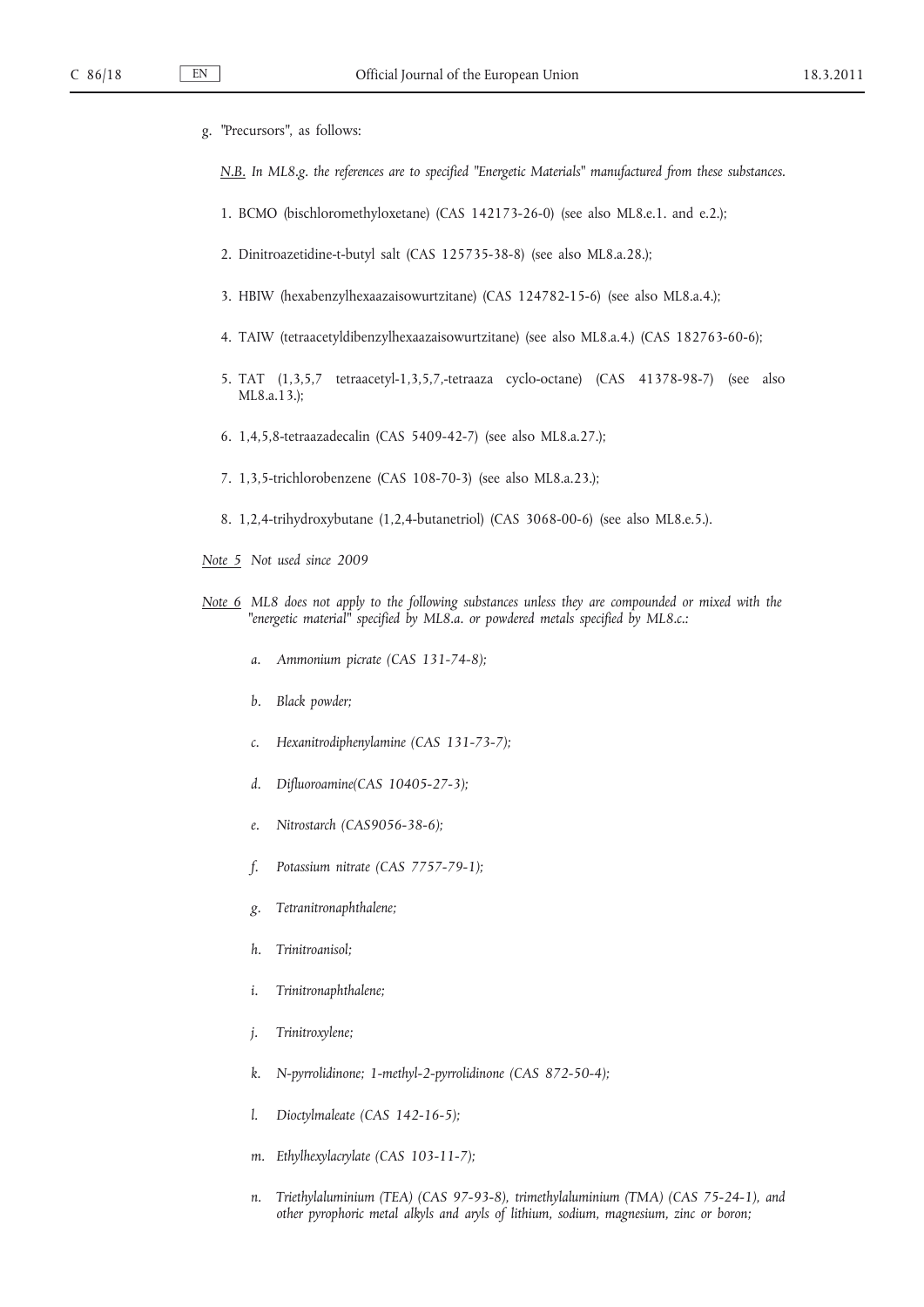g. "Precursors", as follows:

*N.B. In ML8.g. the references are to specified "Energetic Materials" manufactured from these substances.*

1. BCMO (bischloromethyloxetane) (CAS 142173-26-0) (see also ML8.e.1. and e.2.);
2. Dinitroazetidine-t-butyl salt (CAS 125735-38-8) (see also ML8.a.28.);
3. HBIW (hexabenzylhexaazaisowurtzitane) (CAS 124782-15-6) (see also ML8.a.4.);
4. TAIW (tetraacetyldibenzylhexaazaisowurtzitane) (see also ML8.a.4.) (CAS 182763-60-6);
5. TAT (1,3,5,7 tetraacetyl-1,3,5,7,-tetraaza cyclo-octane) (CAS 41378-98-7) (see also ML8.a.13.);
6. 1,4,5,8-tetraazadecalin (CAS 5409-42-7) (see also ML8.a.27.);
7. 1,3,5-trichlorobenzene (CAS 108-70-3) (see also ML8.a.23.);
8. 1,2,4-trihydroxybutane (1,2,4-butanetriol) (CAS 3068-00-6) (see also ML8.e.5.).

*Note 5 Not used since 2009*

*Note 6 ML8 does not apply to the following substances unless they are compounded or mixed with the "energetic material" specified by ML8.a. or powdered metals specified by ML8.c.:*

*a. Ammonium picrate (CAS 131-74-8);*

*b. Black powder;*

*c. Hexanitrodiphenylamine (CAS 131-73-7);*

*d. Difluoroamine(CAS 10405-27-3);*

*e. Nitrostarch (CAS9056-38-6);*

*f. Potassium nitrate (CAS 7757-79-1);*

*g. Tetranitronaphthalene;*

*h. Trinitroanisol;*

*i. Trinitronaphthalene;*

*j. Trinitroxylene;*

*k. N-pyrrolidinone; 1-methyl-2-pyrrolidinone (CAS 872-50-4);*

*l. Dioctylmaleate (CAS 142-16-5);*

*m. Ethylhexylacrylate (CAS 103-11-7);*

*n. Triethylaluminium (TEA) (CAS 97-93-8), trimethylaluminium (TMA) (CAS 75-24-1), and other pyrophoric metal alkyls and aryls of lithium, sodium, magnesium, zinc or boron;*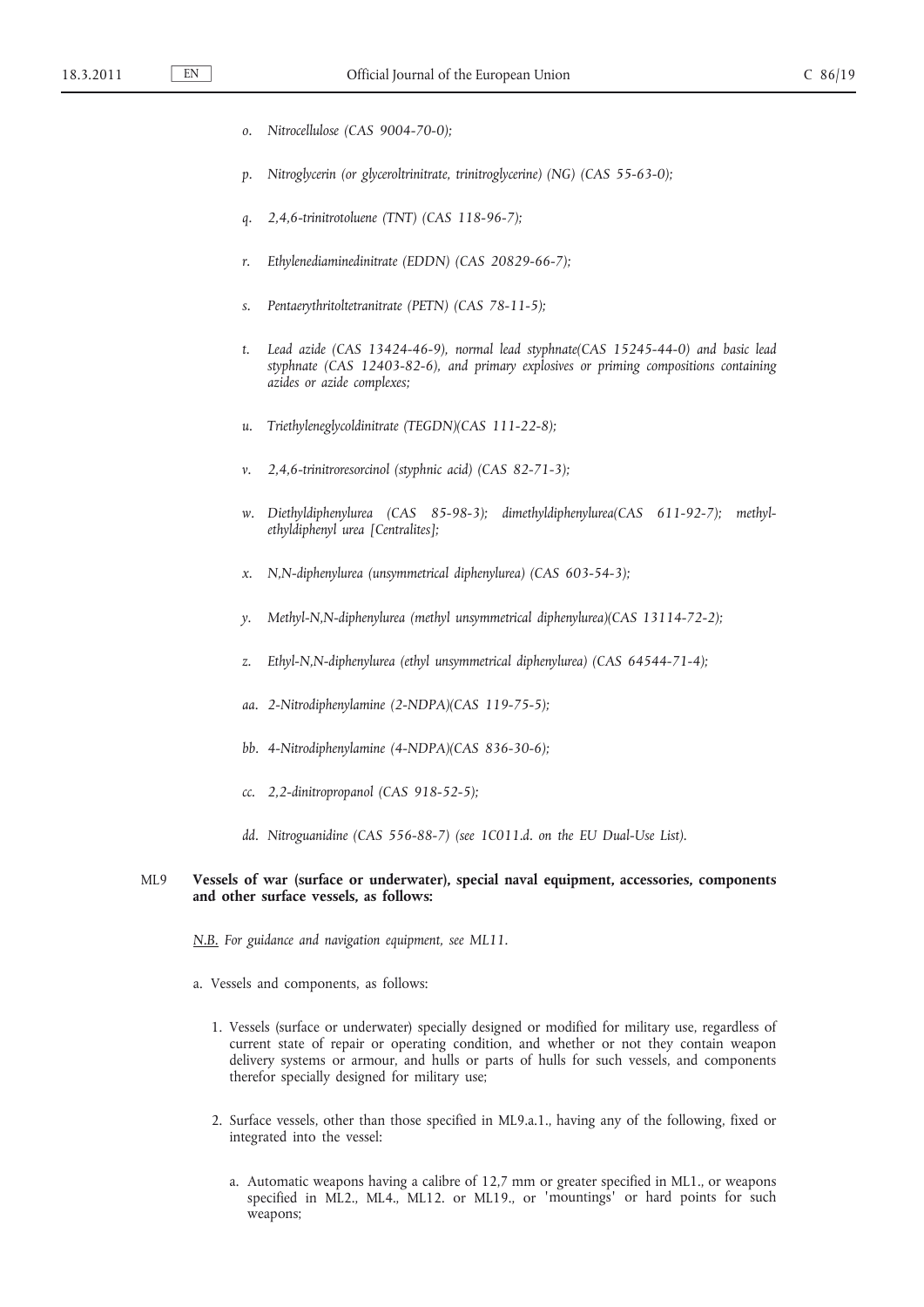*o. Nitrocellulose (CAS 9004-70-0);*

*p. Nitroglycerin (or glyceroltrinitrate, trinitroglycerine) (NG) (CAS 55-63-0);*

*q. 2,4,6-trinitrotoluene (TNT) (CAS 118-96-7);*

*r. Ethylenediaminedinitrate (EDDN) (CAS 20829-66-7);*

*s. Pentaerythritoltetranitrate (PETN) (CAS 78-11-5);*

*t. Lead azide (CAS 13424-46-9), normal lead styphnate(CAS 15245-44-0) and basic lead styphnate (CAS 12403-82-6), and primary explosives or priming compositions containing azides or azide complexes;*

*u. Triethyleneglycoldinitrate (TEGDN)(CAS 111-22-8);*

*v. 2,4,6-trinitroresorcinol (styphnic acid) (CAS 82-71-3);*

*w. Diethyldiphenylurea (CAS 85-98-3); dimethyldiphenylurea(CAS 611-92-7); methyl-ethyldiphenyl urea [Centralites];*

*x. N,N-diphenylurea (unsymmetrical diphenylurea) (CAS 603-54-3);*

*y. Methyl-N,N-diphenylurea (methyl unsymmetrical diphenylurea)(CAS 13114-72-2);*

*z. Ethyl-N,N-diphenylurea (ethyl unsymmetrical diphenylurea) (CAS 64544-71-4);*

*aa. 2-Nitrodiphenylamine (2-NDPA)(CAS 119-75-5);*

*bb. 4-Nitrodiphenylamine (4-NDPA)(CAS 836-30-6);*

*cc. 2,2-dinitropropanol (CAS 918-52-5);*

*dd. Nitroguanidine (CAS 556-88-7) (see 1C011.d. on the EU Dual-Use List).*

ML9 **Vessels of war (surface or underwater), special naval equipment, accessories, components and other surface vessels, as follows:**

*N.B. For guidance and navigation equipment, see ML11.*

a. Vessels and components, as follows:

1. Vessels (surface or underwater) specially designed or modified for military use, regardless of current state of repair or operating condition, and whether or not they contain weapon delivery systems or armour, and hulls or parts of hulls for such vessels, and components therefor specially designed for military use;

2. Surface vessels, other than those specified in ML9.a.1., having any of the following, fixed or integrated into the vessel:

   a. Automatic weapons having a calibre of 12,7 mm or greater specified in ML1., or weapons specified in ML2., ML4., ML12. or ML19., or 'mountings' or hard points for such weapons;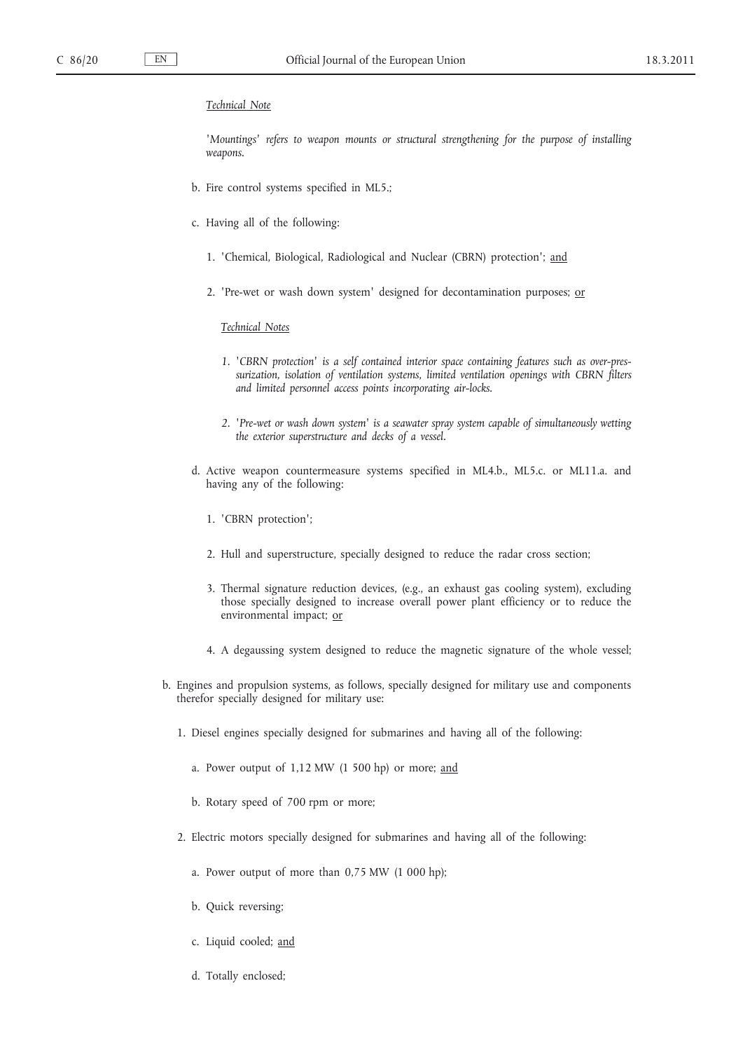*Technical Note*

*'Mountings' refers to weapon mounts or structural strengthening for the purpose of installing weapons.*

b. Fire control systems specified in ML5.;

c. Having all of the following:

1. 'Chemical, Biological, Radiological and Nuclear (CBRN) protection'; and

2. 'Pre-wet or wash down system' designed for decontamination purposes; or

*Technical Notes*

*1. 'CBRN protection' is a self contained interior space containing features such as over-pressurization, isolation of ventilation systems, limited ventilation openings with CBRN filters and limited personnel access points incorporating air-locks.*

*2. 'Pre-wet or wash down system' is a seawater spray system capable of simultaneously wetting the exterior superstructure and decks of a vessel.*

d. Active weapon countermeasure systems specified in ML4.b., ML5.c. or ML11.a. and having any of the following:

1. 'CBRN protection';

2. Hull and superstructure, specially designed to reduce the radar cross section;

3. Thermal signature reduction devices, (e.g., an exhaust gas cooling system), excluding those specially designed to increase overall power plant efficiency or to reduce the environmental impact; or

4. A degaussing system designed to reduce the magnetic signature of the whole vessel;

b. Engines and propulsion systems, as follows, specially designed for military use and components therefor specially designed for military use:

1. Diesel engines specially designed for submarines and having all of the following:

a. Power output of 1,12 MW (1 500 hp) or more; and

b. Rotary speed of 700 rpm or more;

2. Electric motors specially designed for submarines and having all of the following:

a. Power output of more than 0,75 MW (1 000 hp);

b. Quick reversing;

c. Liquid cooled; and

d. Totally enclosed;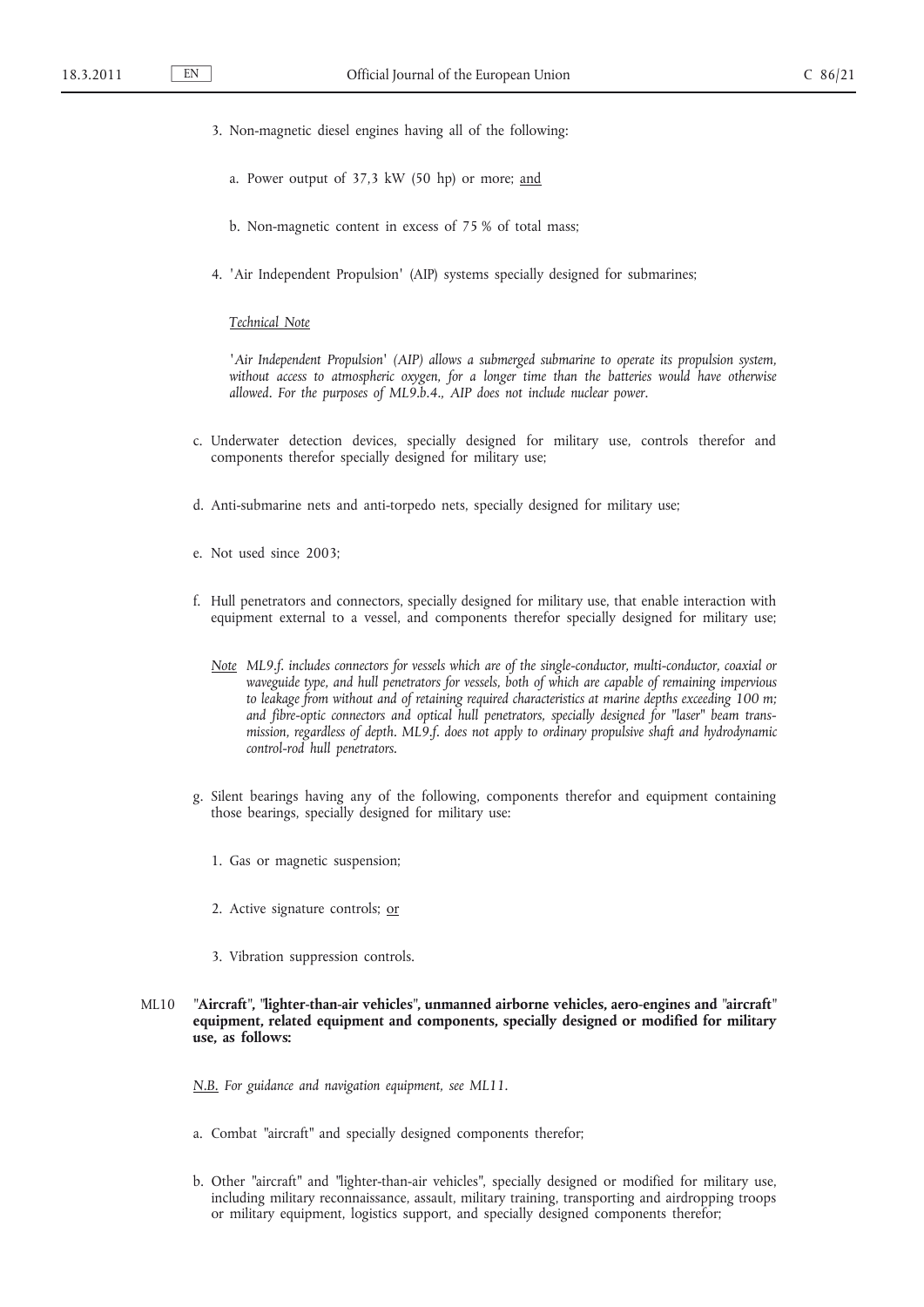3. Non-magnetic diesel engines having all of the following:

   a. Power output of 37,3 kW (50 hp) or more; <u>and</u>

   b. Non-magnetic content in excess of 75 % of total mass;

4. 'Air Independent Propulsion' (AIP) systems specially designed for submarines;

   *<u>Technical Note</u>*

   *'Air Independent Propulsion' (AIP) allows a submerged submarine to operate its propulsion system, without access to atmospheric oxygen, for a longer time than the batteries would have otherwise allowed. For the purposes of ML9.b.4., AIP does not include nuclear power.*

c. Underwater detection devices, specially designed for military use, controls therefor and components therefor specially designed for military use;

d. Anti-submarine nets and anti-torpedo nets, specially designed for military use;

e. Not used since 2003;

f. Hull penetrators and connectors, specially designed for military use, that enable interaction with equipment external to a vessel, and components therefor specially designed for military use;

   *<u>Note</u> ML9.f. includes connectors for vessels which are of the single-conductor, multi-conductor, coaxial or waveguide type, and hull penetrators for vessels, both of which are capable of remaining impervious to leakage from without and of retaining required characteristics at marine depths exceeding 100 m; and fibre-optic connectors and optical hull penetrators, specially designed for "laser" beam transmission, regardless of depth. ML9.f. does not apply to ordinary propulsive shaft and hydrodynamic control-rod hull penetrators.*

g. Silent bearings having any of the following, components therefor and equipment containing those bearings, specially designed for military use:

   1. Gas or magnetic suspension;

   2. Active signature controls; <u>or</u>

   3. Vibration suppression controls.

**ML10 "Aircraft", "lighter-than-air vehicles", unmanned airborne vehicles, aero-engines and "aircraft" equipment, related equipment and components, specially designed or modified for military use, as follows:**

*<u>N.B.</u> For guidance and navigation equipment, see ML11.*

a. Combat "aircraft" and specially designed components therefor;

b. Other "aircraft" and "lighter-than-air vehicles", specially designed or modified for military use, including military reconnaissance, assault, military training, transporting and airdropping troops or military equipment, logistics support, and specially designed components therefor;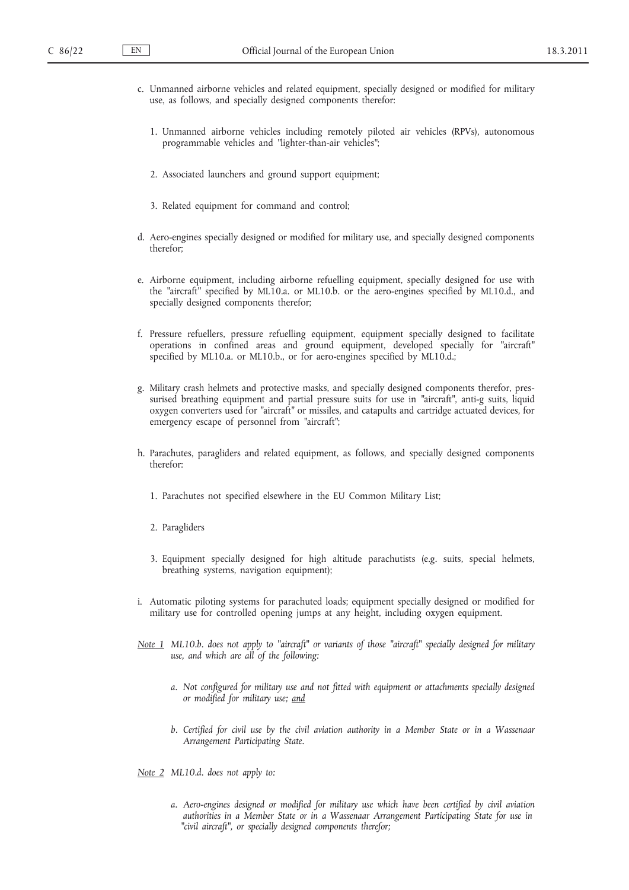c. Unmanned airborne vehicles and related equipment, specially designed or modified for military use, as follows, and specially designed components therefor:

   1. Unmanned airborne vehicles including remotely piloted air vehicles (RPVs), autonomous programmable vehicles and "lighter-than-air vehicles";

   2. Associated launchers and ground support equipment;

   3. Related equipment for command and control;

d. Aero-engines specially designed or modified for military use, and specially designed components therefor;

e. Airborne equipment, including airborne refuelling equipment, specially designed for use with the "aircraft" specified by ML10.a. or ML10.b. or the aero-engines specified by ML10.d., and specially designed components therefor;

f. Pressure refuellers, pressure refuelling equipment, equipment specially designed to facilitate operations in confined areas and ground equipment, developed specially for "aircraft" specified by ML10.a. or ML10.b., or for aero-engines specified by ML10.d.;

g. Military crash helmets and protective masks, and specially designed components therefor, pressurised breathing equipment and partial pressure suits for use in "aircraft", anti-g suits, liquid oxygen converters used for "aircraft" or missiles, and catapults and cartridge actuated devices, for emergency escape of personnel from "aircraft";

h. Parachutes, paragliders and related equipment, as follows, and specially designed components therefor:

   1. Parachutes not specified elsewhere in the EU Common Military List;

   2. Paragliders

   3. Equipment specially designed for high altitude parachutists (e.g. suits, special helmets, breathing systems, navigation equipment);

i. Automatic piloting systems for parachuted loads; equipment specially designed or modified for military use for controlled opening jumps at any height, including oxygen equipment.

*Note 1* *ML10.b. does not apply to "aircraft" or variants of those "aircraft" specially designed for military use, and which are all of the following:*

*a. Not configured for military use and not fitted with equipment or attachments specially designed or modified for military use; and*

*b. Certified for civil use by the civil aviation authority in a Member State or in a Wassenaar Arrangement Participating State.*

*Note 2* *ML10.d. does not apply to:*

*a. Aero-engines designed or modified for military use which have been certified by civil aviation authorities in a Member State or in a Wassenaar Arrangement Participating State for use in "civil aircraft", or specially designed components therefor;*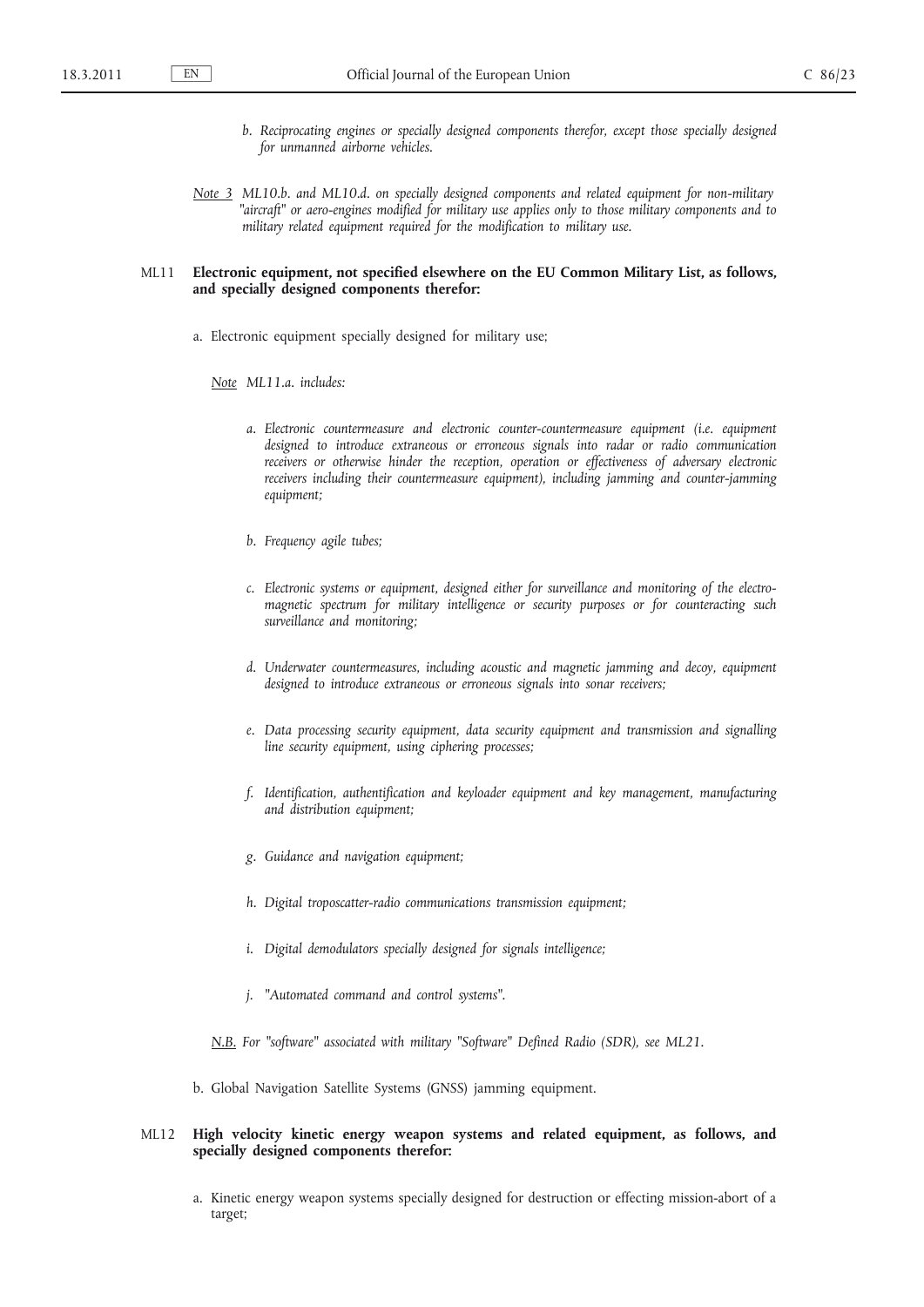*b. Reciprocating engines or specially designed components therefor, except those specially designed for unmanned airborne vehicles.*

*Note 3 ML10.b. and ML10.d. on specially designed components and related equipment for non-military "aircraft" or aero-engines modified for military use applies only to those military components and to military related equipment required for the modification to military use.*

ML11 **Electronic equipment, not specified elsewhere on the EU Common Military List, as follows, and specially designed components therefor:**

a. Electronic equipment specially designed for military use;

*Note ML11.a. includes:*

*a. Electronic countermeasure and electronic counter-countermeasure equipment (i.e. equipment designed to introduce extraneous or erroneous signals into radar or radio communication receivers or otherwise hinder the reception, operation or effectiveness of adversary electronic receivers including their countermeasure equipment), including jamming and counter-jamming equipment;*

*b. Frequency agile tubes;*

*c. Electronic systems or equipment, designed either for surveillance and monitoring of the electro-magnetic spectrum for military intelligence or security purposes or for counteracting such surveillance and monitoring;*

*d. Underwater countermeasures, including acoustic and magnetic jamming and decoy, equipment designed to introduce extraneous or erroneous signals into sonar receivers;*

*e. Data processing security equipment, data security equipment and transmission and signalling line security equipment, using ciphering processes;*

*f. Identification, authentification and keyloader equipment and key management, manufacturing and distribution equipment;*

*g. Guidance and navigation equipment;*

*h. Digital troposcatter-radio communications transmission equipment;*

*i. Digital demodulators specially designed for signals intelligence;*

*j. "Automated command and control systems".*

*N.B. For "software" associated with military "Software" Defined Radio (SDR), see ML21.*

b. Global Navigation Satellite Systems (GNSS) jamming equipment.

ML12 **High velocity kinetic energy weapon systems and related equipment, as follows, and specially designed components therefor:**

a. Kinetic energy weapon systems specially designed for destruction or effecting mission-abort of a target;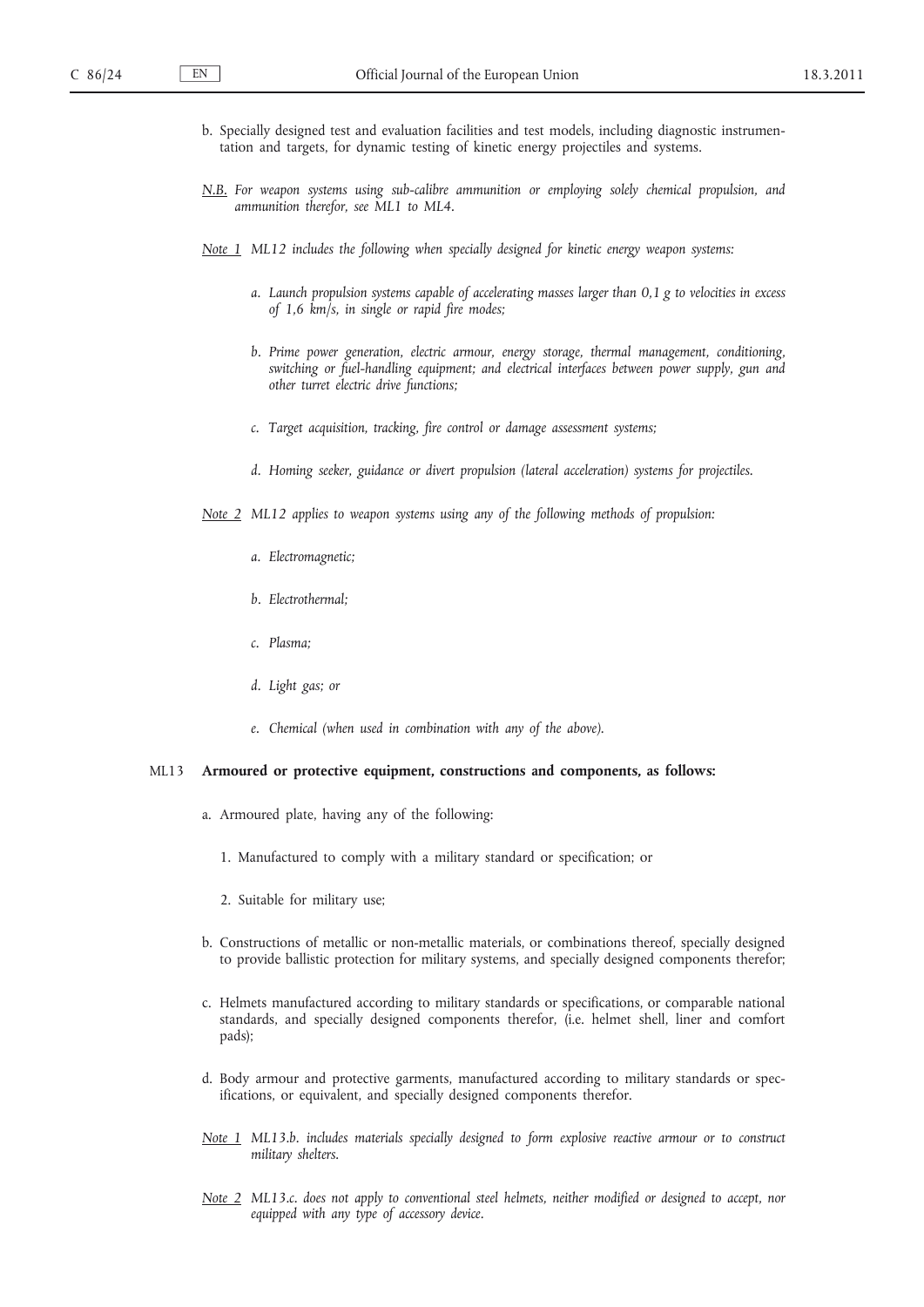b. Specially designed test and evaluation facilities and test models, including diagnostic instrumentation and targets, for dynamic testing of kinetic energy projectiles and systems.

*N.B. For weapon systems using sub-calibre ammunition or employing solely chemical propulsion, and ammunition therefor, see ML1 to ML4.*

*Note 1 ML12 includes the following when specially designed for kinetic energy weapon systems:*

*a. Launch propulsion systems capable of accelerating masses larger than 0,1 g to velocities in excess of 1,6 km/s, in single or rapid fire modes;*

*b. Prime power generation, electric armour, energy storage, thermal management, conditioning, switching or fuel-handling equipment; and electrical interfaces between power supply, gun and other turret electric drive functions;*

*c. Target acquisition, tracking, fire control or damage assessment systems;*

*d. Homing seeker, guidance or divert propulsion (lateral acceleration) systems for projectiles.*

*Note 2 ML12 applies to weapon systems using any of the following methods of propulsion:*

*a. Electromagnetic;*

*b. Electrothermal;*

*c. Plasma;*

*d. Light gas; or*

*e. Chemical (when used in combination with any of the above).*

ML13 **Armoured or protective equipment, constructions and components, as follows:**

a. Armoured plate, having any of the following:

1. Manufactured to comply with a military standard or specification; or

2. Suitable for military use;

b. Constructions of metallic or non-metallic materials, or combinations thereof, specially designed to provide ballistic protection for military systems, and specially designed components therefor;

c. Helmets manufactured according to military standards or specifications, or comparable national standards, and specially designed components therefor, (i.e. helmet shell, liner and comfort pads);

d. Body armour and protective garments, manufactured according to military standards or specifications, or equivalent, and specially designed components therefor.

*Note 1 ML13.b. includes materials specially designed to form explosive reactive armour or to construct military shelters.*

*Note 2 ML13.c. does not apply to conventional steel helmets, neither modified or designed to accept, nor equipped with any type of accessory device.*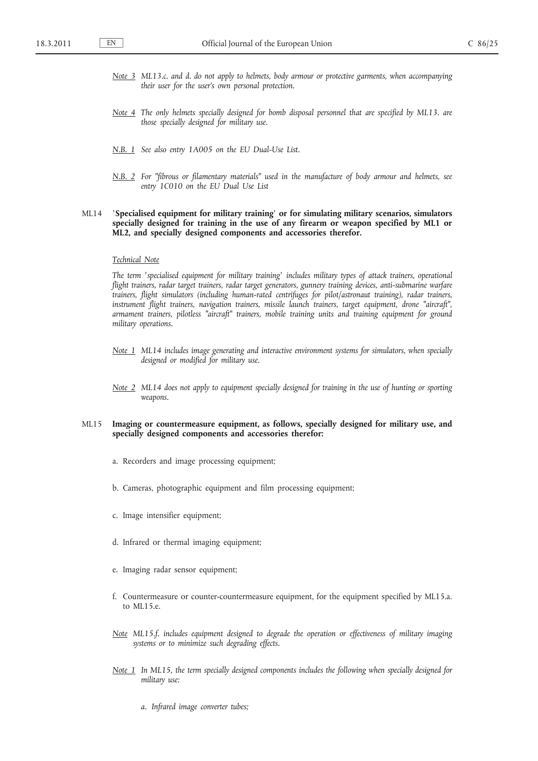*Note 3* *ML13.c. and d. do not apply to helmets, body armour or protective garments, when accompanying their user for the user's own personal protection.*

*Note 4* *The only helmets specially designed for bomb disposal personnel that are specified by ML13. are those specially designed for military use.*

*N.B. 1* *See also entry 1A005 on the EU Dual-Use List.*

*N.B. 2* *For "fibrous or filamentary materials" used in the manufacture of body armour and helmets, see entry 1C010 on the EU Dual Use List*

ML14 **'Specialised equipment for military training' or for simulating military scenarios, simulators specially designed for training in the use of any firearm or weapon specified by ML1 or ML2, and specially designed components and accessories therefor.**

*Technical Note*

*The term 'specialised equipment for military training' includes military types of attack trainers, operational flight trainers, radar target trainers, radar target generators, gunnery training devices, anti-submarine warfare trainers, flight simulators (including human-rated centrifuges for pilot/astronaut training), radar trainers, instrument flight trainers, navigation trainers, missile launch trainers, target equipment, drone "aircraft", armament trainers, pilotless "aircraft" trainers, mobile training units and training equipment for ground military operations.*

*Note 1* *ML14 includes image generating and interactive environment systems for simulators, when specially designed or modified for military use.*

*Note 2* *ML14 does not apply to equipment specially designed for training in the use of hunting or sporting weapons.*

ML15 **Imaging or countermeasure equipment, as follows, specially designed for military use, and specially designed components and accessories therefor:**

a. Recorders and image processing equipment;

b. Cameras, photographic equipment and film processing equipment;

c. Image intensifier equipment;

d. Infrared or thermal imaging equipment;

e. Imaging radar sensor equipment;

f. Countermeasure or counter-countermeasure equipment, for the equipment specified by ML15.a. to ML15.e.

*Note* *ML15.f. includes equipment designed to degrade the operation or effectiveness of military imaging systems or to minimize such degrading effects.*

*Note 1* *In ML15, the term specially designed components includes the following when specially designed for military use:*

*a. Infrared image converter tubes;*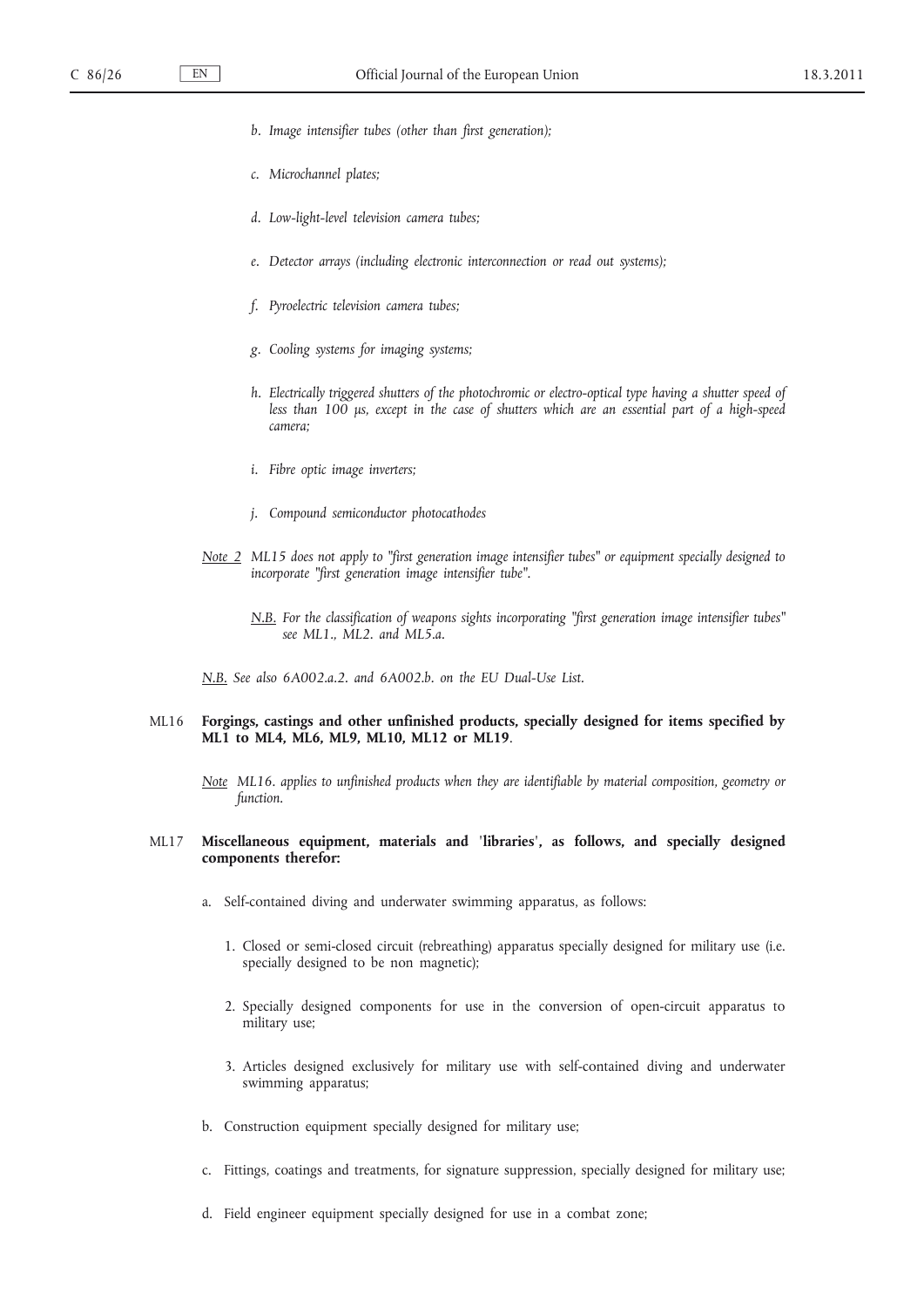*b. Image intensifier tubes (other than first generation);*

*c. Microchannel plates;*

*d. Low-light-level television camera tubes;*

*e. Detector arrays (including electronic interconnection or read out systems);*

*f. Pyroelectric television camera tubes;*

*g. Cooling systems for imaging systems;*

*h. Electrically triggered shutters of the photochromic or electro-optical type having a shutter speed of less than 100 µs, except in the case of shutters which are an essential part of a high-speed camera;*

*i. Fibre optic image inverters;*

*j. Compound semiconductor photocathodes*

*Note 2 ML15 does not apply to "first generation image intensifier tubes" or equipment specially designed to incorporate "first generation image intensifier tube".*

*N.B. For the classification of weapons sights incorporating "first generation image intensifier tubes" see ML1., ML2. and ML5.a.*

*N.B. See also 6A002.a.2. and 6A002.b. on the EU Dual-Use List.*

**ML16 Forgings, castings and other unfinished products, specially designed for items specified by ML1 to ML4, ML6, ML9, ML10, ML12 or ML19.**

*Note ML16. applies to unfinished products when they are identifiable by material composition, geometry or function.*

**ML17 Miscellaneous equipment, materials and 'libraries', as follows, and specially designed components therefor:**

a. Self-contained diving and underwater swimming apparatus, as follows:

1. Closed or semi-closed circuit (rebreathing) apparatus specially designed for military use (i.e. specially designed to be non magnetic);

2. Specially designed components for use in the conversion of open-circuit apparatus to military use;

3. Articles designed exclusively for military use with self-contained diving and underwater swimming apparatus;

b. Construction equipment specially designed for military use;

c. Fittings, coatings and treatments, for signature suppression, specially designed for military use;

d. Field engineer equipment specially designed for use in a combat zone;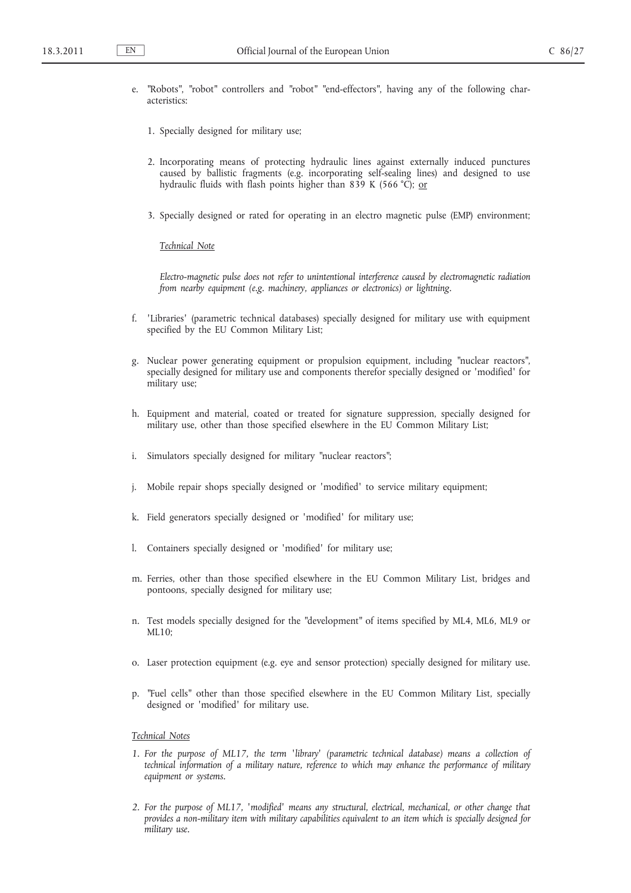e. "Robots", "robot" controllers and "robot" "end-effectors", having any of the following characteristics:

   1. Specially designed for military use;

   2. Incorporating means of protecting hydraulic lines against externally induced punctures caused by ballistic fragments (e.g. incorporating self-sealing lines) and designed to use hydraulic fluids with flash points higher than 839 K (566 °C); or

   3. Specially designed or rated for operating in an electro magnetic pulse (EMP) environment;

   *Technical Note*

   *Electro-magnetic pulse does not refer to unintentional interference caused by electromagnetic radiation from nearby equipment (e.g. machinery, appliances or electronics) or lightning.*

f. 'Libraries' (parametric technical databases) specially designed for military use with equipment specified by the EU Common Military List;

g. Nuclear power generating equipment or propulsion equipment, including "nuclear reactors", specially designed for military use and components therefor specially designed or 'modified' for military use;

h. Equipment and material, coated or treated for signature suppression, specially designed for military use, other than those specified elsewhere in the EU Common Military List;

i. Simulators specially designed for military "nuclear reactors";

j. Mobile repair shops specially designed or 'modified' to service military equipment;

k. Field generators specially designed or 'modified' for military use;

l. Containers specially designed or 'modified' for military use;

m. Ferries, other than those specified elsewhere in the EU Common Military List, bridges and pontoons, specially designed for military use;

n. Test models specially designed for the "development" of items specified by ML4, ML6, ML9 or ML10;

o. Laser protection equipment (e.g. eye and sensor protection) specially designed for military use.

p. "Fuel cells" other than those specified elsewhere in the EU Common Military List, specially designed or 'modified' for military use.

*Technical Notes*

1. *For the purpose of ML17, the term 'library' (parametric technical database) means a collection of technical information of a military nature, reference to which may enhance the performance of military equipment or systems.*

2. *For the purpose of ML17, 'modified' means any structural, electrical, mechanical, or other change that provides a non-military item with military capabilities equivalent to an item which is specially designed for military use.*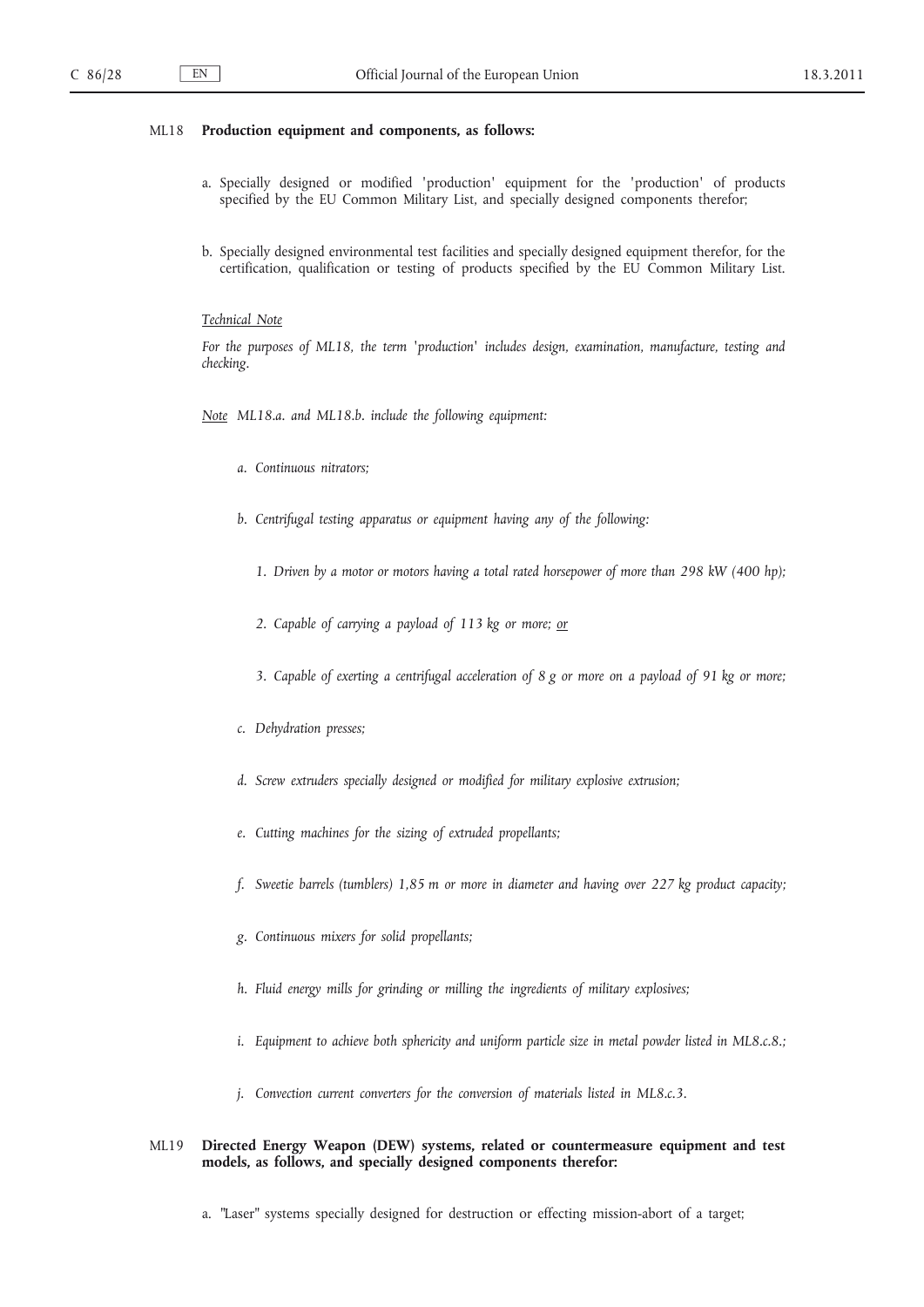ML18 **Production equipment and components, as follows:**

a. Specially designed or modified 'production' equipment for the 'production' of products specified by the EU Common Military List, and specially designed components therefor;

b. Specially designed environmental test facilities and specially designed equipment therefor, for the certification, qualification or testing of products specified by the EU Common Military List.

*Technical Note*

*For the purposes of ML18, the term 'production' includes design, examination, manufacture, testing and checking.*

*Note ML18.a. and ML18.b. include the following equipment:*

*a. Continuous nitrators;*

*b. Centrifugal testing apparatus or equipment having any of the following:*

*1. Driven by a motor or motors having a total rated horsepower of more than 298 kW (400 hp);*

*2. Capable of carrying a payload of 113 kg or more; or*

*3. Capable of exerting a centrifugal acceleration of 8 g or more on a payload of 91 kg or more;*

*c. Dehydration presses;*

*d. Screw extruders specially designed or modified for military explosive extrusion;*

*e. Cutting machines for the sizing of extruded propellants;*

*f. Sweetie barrels (tumblers) 1,85 m or more in diameter and having over 227 kg product capacity;*

*g. Continuous mixers for solid propellants;*

*h. Fluid energy mills for grinding or milling the ingredients of military explosives;*

*i. Equipment to achieve both sphericity and uniform particle size in metal powder listed in ML8.c.8.;*

*j. Convection current converters for the conversion of materials listed in ML8.c.3.*

ML19 **Directed Energy Weapon (DEW) systems, related or countermeasure equipment and test models, as follows, and specially designed components therefor:**

a. "Laser" systems specially designed for destruction or effecting mission-abort of a target;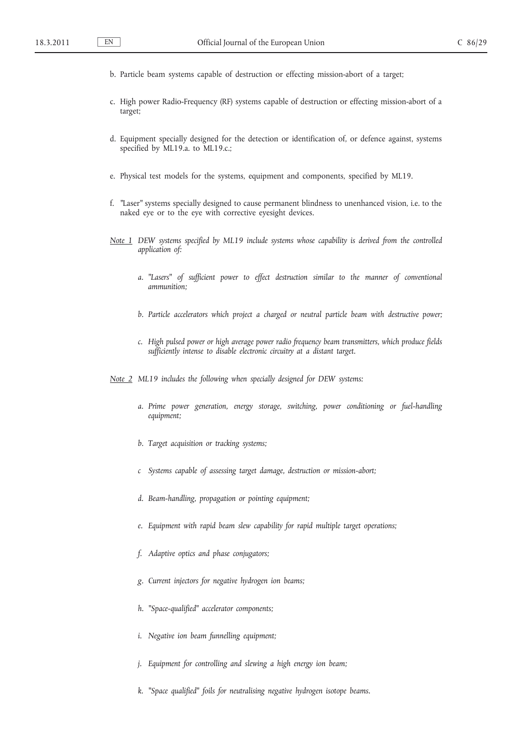b. Particle beam systems capable of destruction or effecting mission-abort of a target;

c. High power Radio-Frequency (RF) systems capable of destruction or effecting mission-abort of a target;

d. Equipment specially designed for the detection or identification of, or defence against, systems specified by ML19.a. to ML19.c.;

e. Physical test models for the systems, equipment and components, specified by ML19.

f. "Laser" systems specially designed to cause permanent blindness to unenhanced vision, i.e. to the naked eye or to the eye with corrective eyesight devices.

*Note 1* *DEW systems specified by ML19 include systems whose capability is derived from the controlled application of:*

*a. "Lasers" of sufficient power to effect destruction similar to the manner of conventional ammunition;*

*b. Particle accelerators which project a charged or neutral particle beam with destructive power;*

*c. High pulsed power or high average power radio frequency beam transmitters, which produce fields sufficiently intense to disable electronic circuitry at a distant target.*

*Note 2* *ML19 includes the following when specially designed for DEW systems:*

*a. Prime power generation, energy storage, switching, power conditioning or fuel-handling equipment;*

*b. Target acquisition or tracking systems;*

*c Systems capable of assessing target damage, destruction or mission-abort;*

*d. Beam-handling, propagation or pointing equipment;*

*e. Equipment with rapid beam slew capability for rapid multiple target operations;*

*f. Adaptive optics and phase conjugators;*

*g. Current injectors for negative hydrogen ion beams;*

*h. "Space-qualified" accelerator components;*

*i. Negative ion beam funnelling equipment;*

*j. Equipment for controlling and slewing a high energy ion beam;*

*k. "Space qualified" foils for neutralising negative hydrogen isotope beams.*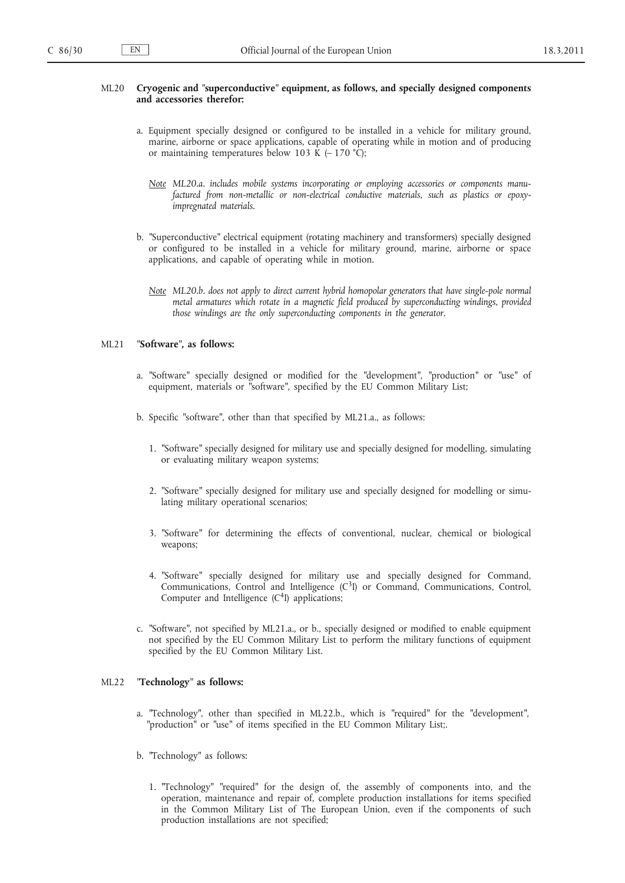ML20 **Cryogenic and "superconductive" equipment, as follows, and specially designed components and accessories therefor:**

a. Equipment specially designed or configured to be installed in a vehicle for military ground, marine, airborne or space applications, capable of operating while in motion and of producing or maintaining temperatures below 103 K (– 170 °C);

*Note ML20.a. includes mobile systems incorporating or employing accessories or components manufactured from non-metallic or non-electrical conductive materials, such as plastics or epoxy-impregnated materials.*

b. "Superconductive" electrical equipment (rotating machinery and transformers) specially designed or configured to be installed in a vehicle for military ground, marine, airborne or space applications, and capable of operating while in motion.

*Note ML20.b. does not apply to direct current hybrid homopolar generators that have single-pole normal metal armatures which rotate in a magnetic field produced by superconducting windings, provided those windings are the only superconducting components in the generator.*

ML21 **"Software", as follows:**

a. "Software" specially designed or modified for the "development", "production" or "use" of equipment, materials or "software", specified by the EU Common Military List;

b. Specific "software", other than that specified by ML21.a., as follows:

1. "Software" specially designed for military use and specially designed for modelling, simulating or evaluating military weapon systems;

2. "Software" specially designed for military use and specially designed for modelling or simulating military operational scenarios;

3. "Software" for determining the effects of conventional, nuclear, chemical or biological weapons;

4. "Software" specially designed for military use and specially designed for Command, Communications, Control and Intelligence ($C^3I$) or Command, Communications, Control, Computer and Intelligence ($C^4I$) applications;

c. "Software", not specified by ML21.a., or b., specially designed or modified to enable equipment not specified by the EU Common Military List to perform the military functions of equipment specified by the EU Common Military List.

ML22 **"Technology" as follows:**

a. "Technology", other than specified in ML22.b., which is "required" for the "development", "production" or "use" of items specified in the EU Common Military List;.

b. "Technology" as follows:

1. "Technology" "required" for the design of, the assembly of components into, and the operation, maintenance and repair of, complete production installations for items specified in the Common Military List of The European Union, even if the components of such production installations are not specified;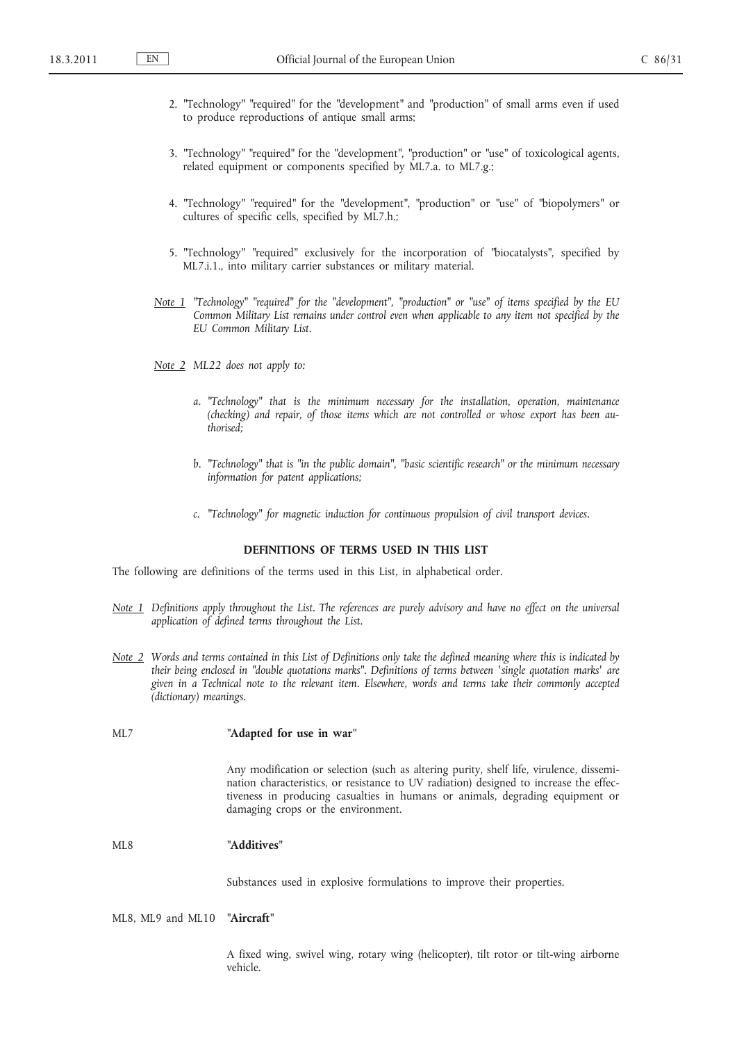2. "Technology" "required" for the "development" and "production" of small arms even if used to produce reproductions of antique small arms;

3. "Technology" "required" for the "development", "production" or "use" of toxicological agents, related equipment or components specified by ML7.a. to ML7.g.;

4. "Technology" "required" for the "development", "production" or "use" of "biopolymers" or cultures of specific cells, specified by ML7.h.;

5. "Technology" "required" exclusively for the incorporation of "biocatalysts", specified by ML7.i.1., into military carrier substances or military material.

*Note 1* *"Technology" "required" for the "development", "production" or "use" of items specified by the EU Common Military List remains under control even when applicable to any item not specified by the EU Common Military List.*

*Note 2* *ML22 does not apply to:*

*a. "Technology" that is the minimum necessary for the installation, operation, maintenance (checking) and repair, of those items which are not controlled or whose export has been authorised;*

*b. "Technology" that is "in the public domain", "basic scientific research" or the minimum necessary information for patent applications;*

*c. "Technology" for magnetic induction for continuous propulsion of civil transport devices.*

## DEFINITIONS OF TERMS USED IN THIS LIST

The following are definitions of the terms used in this List, in alphabetical order.

*Note 1* *Definitions apply throughout the List. The references are purely advisory and have no effect on the universal application of defined terms throughout the List.*

*Note 2* *Words and terms contained in this List of Definitions only take the defined meaning where this is indicated by their being enclosed in "double quotations marks". Definitions of terms between 'single quotation marks' are given in a Technical note to the relevant item. Elsewhere, words and terms take their commonly accepted (dictionary) meanings.*

ML7 "**Adapted for use in war**"

Any modification or selection (such as altering purity, shelf life, virulence, dissemination characteristics, or resistance to UV radiation) designed to increase the effectiveness in producing casualties in humans or animals, degrading equipment or damaging crops or the environment.

ML8 "**Additives**"

Substances used in explosive formulations to improve their properties.

ML8, ML9 and ML10 "**Aircraft**"

A fixed wing, swivel wing, rotary wing (helicopter), tilt rotor or tilt-wing airborne vehicle.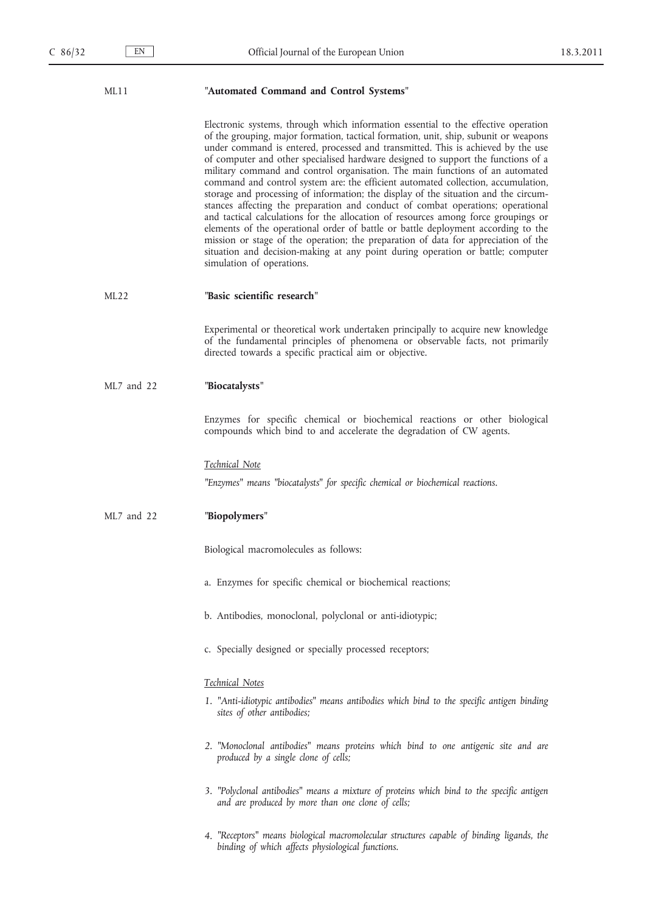ML11 **"Automated Command and Control Systems"**

Electronic systems, through which information essential to the effective operation of the grouping, major formation, tactical formation, unit, ship, subunit or weapons under command is entered, processed and transmitted. This is achieved by the use of computer and other specialised hardware designed to support the functions of a military command and control organisation. The main functions of an automated command and control system are: the efficient automated collection, accumulation, storage and processing of information; the display of the situation and the circumstances affecting the preparation and conduct of combat operations; operational and tactical calculations for the allocation of resources among force groupings or elements of the operational order of battle or battle deployment according to the mission or stage of the operation; the preparation of data for appreciation of the situation and decision-making at any point during operation or battle; computer simulation of operations.

ML22 **"Basic scientific research"**

Experimental or theoretical work undertaken principally to acquire new knowledge of the fundamental principles of phenomena or observable facts, not primarily directed towards a specific practical aim or objective.

ML7 and 22 **"Biocatalysts"**

Enzymes for specific chemical or biochemical reactions or other biological compounds which bind to and accelerate the degradation of CW agents.

*Technical Note*

*"Enzymes" means "biocatalysts" for specific chemical or biochemical reactions.*

ML7 and 22 **"Biopolymers"**

Biological macromolecules as follows:

a. Enzymes for specific chemical or biochemical reactions;

b. Antibodies, monoclonal, polyclonal or anti-idiotypic;

c. Specially designed or specially processed receptors;

*Technical Notes*

1. *"Anti-idiotypic antibodies" means antibodies which bind to the specific antigen binding sites of other antibodies;*

2. *"Monoclonal antibodies" means proteins which bind to one antigenic site and are produced by a single clone of cells;*

3. *"Polyclonal antibodies" means a mixture of proteins which bind to the specific antigen and are produced by more than one clone of cells;*

4. *"Receptors" means biological macromolecular structures capable of binding ligands, the binding of which affects physiological functions.*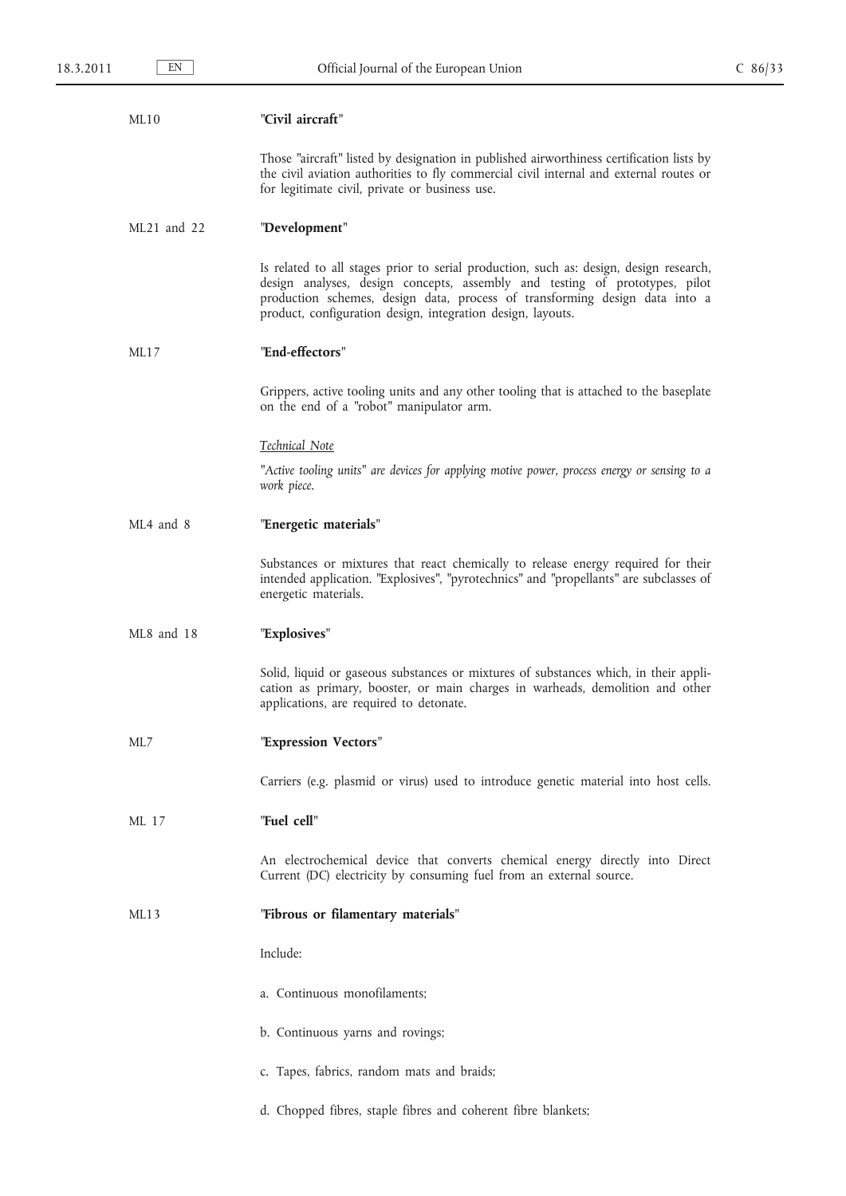ML10 **"Civil aircraft"**

Those "aircraft" listed by designation in published airworthiness certification lists by the civil aviation authorities to fly commercial civil internal and external routes or for legitimate civil, private or business use.

ML21 and 22 **"Development"**

Is related to all stages prior to serial production, such as: design, design research, design analyses, design concepts, assembly and testing of prototypes, pilot production schemes, design data, process of transforming design data into a product, configuration design, integration design, layouts.

ML17 **"End-effectors"**

Grippers, active tooling units and any other tooling that is attached to the baseplate on the end of a "robot" manipulator arm.

*Technical Note*

*"Active tooling units" are devices for applying motive power, process energy or sensing to a work piece.*

ML4 and 8 **"Energetic materials"**

Substances or mixtures that react chemically to release energy required for their intended application. "Explosives", "pyrotechnics" and "propellants" are subclasses of energetic materials.

ML8 and 18 **"Explosives"**

Solid, liquid or gaseous substances or mixtures of substances which, in their application as primary, booster, or main charges in warheads, demolition and other applications, are required to detonate.

ML7 **"Expression Vectors"**

Carriers (e.g. plasmid or virus) used to introduce genetic material into host cells.

ML 17 **"Fuel cell"**

An electrochemical device that converts chemical energy directly into Direct Current (DC) electricity by consuming fuel from an external source.

ML13 **"Fibrous or filamentary materials"**

Include:

a. Continuous monofilaments;

b. Continuous yarns and rovings;

c. Tapes, fabrics, random mats and braids;

d. Chopped fibres, staple fibres and coherent fibre blankets;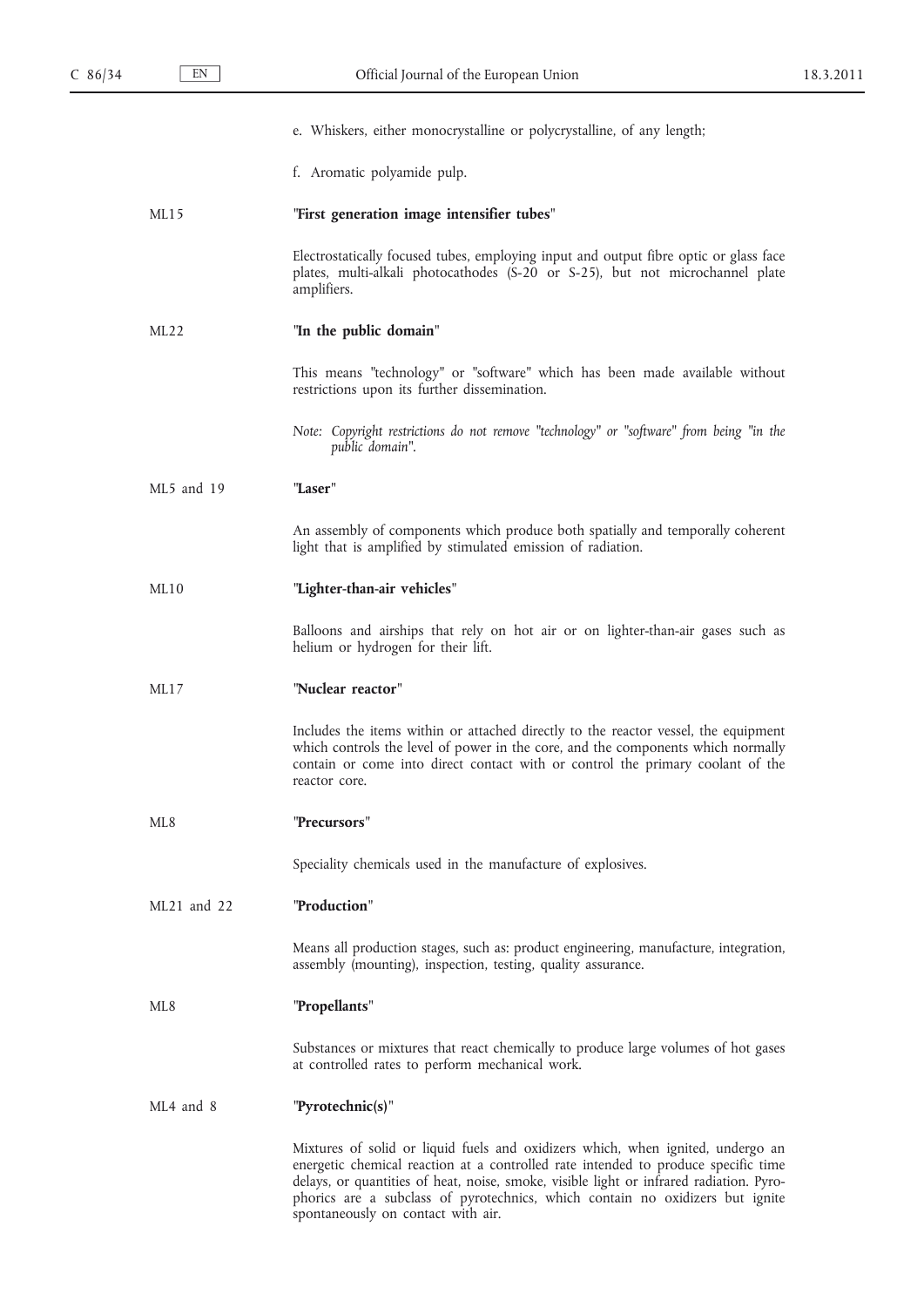e. Whiskers, either monocrystalline or polycrystalline, of any length;

f. Aromatic polyamide pulp.

| | |
|---|---|
| ML15 | **"First generation image intensifier tubes"** |
| | Electrostatically focused tubes, employing input and output fibre optic or glass face plates, multi-alkali photocathodes (S-20 or S-25), but not microchannel plate amplifiers. |
| ML22 | **"In the public domain"** |
| | This means "technology" or "software" which has been made available without restrictions upon its further dissemination. |
| | *Note: Copyright restrictions do not remove "technology" or "software" from being "in the public domain".* |
| ML5 and 19 | **"Laser"** |
| | An assembly of components which produce both spatially and temporally coherent light that is amplified by stimulated emission of radiation. |
| ML10 | **"Lighter-than-air vehicles"** |
| | Balloons and airships that rely on hot air or on lighter-than-air gases such as helium or hydrogen for their lift. |
| ML17 | **"Nuclear reactor"** |
| | Includes the items within or attached directly to the reactor vessel, the equipment which controls the level of power in the core, and the components which normally contain or come into direct contact with or control the primary coolant of the reactor core. |
| ML8 | **"Precursors"** |
| | Speciality chemicals used in the manufacture of explosives. |
| ML21 and 22 | **"Production"** |
| | Means all production stages, such as: product engineering, manufacture, integration, assembly (mounting), inspection, testing, quality assurance. |
| ML8 | **"Propellants"** |
| | Substances or mixtures that react chemically to produce large volumes of hot gases at controlled rates to perform mechanical work. |
| ML4 and 8 | **"Pyrotechnic(s)"** |
| | Mixtures of solid or liquid fuels and oxidizers which, when ignited, undergo an energetic chemical reaction at a controlled rate intended to produce specific time delays, or quantities of heat, noise, smoke, visible light or infrared radiation. Pyrophorics are a subclass of pyrotechnics, which contain no oxidizers but ignite spontaneously on contact with air. |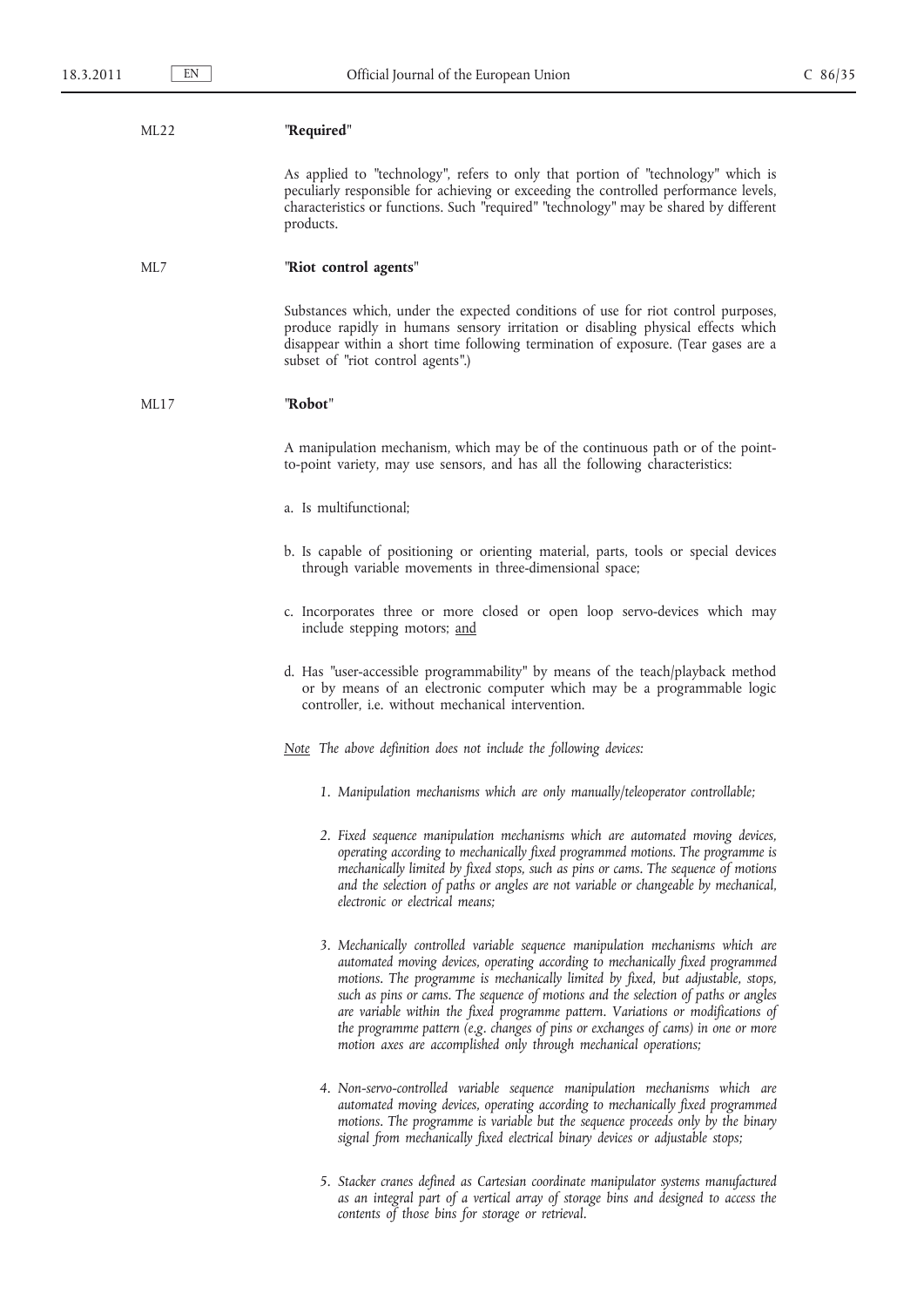ML22 **"Required"**

As applied to "technology", refers to only that portion of "technology" which is peculiarly responsible for achieving or exceeding the controlled performance levels, characteristics or functions. Such "required" "technology" may be shared by different products.

ML7 **"Riot control agents"**

Substances which, under the expected conditions of use for riot control purposes, produce rapidly in humans sensory irritation or disabling physical effects which disappear within a short time following termination of exposure. (Tear gases are a subset of "riot control agents".)

ML17 **"Robot"**

A manipulation mechanism, which may be of the continuous path or of the point-to-point variety, may use sensors, and has all the following characteristics:

a. Is multifunctional;

b. Is capable of positioning or orienting material, parts, tools or special devices through variable movements in three-dimensional space;

c. Incorporates three or more closed or open loop servo-devices which may include stepping motors; <u>and</u>

d. Has "user-accessible programmability" by means of the teach/playback method or by means of an electronic computer which may be a programmable logic controller, i.e. without mechanical intervention.

*<u>Note</u> The above definition does not include the following devices:*

1. *Manipulation mechanisms which are only manually/teleoperator controllable;*

2. *Fixed sequence manipulation mechanisms which are automated moving devices, operating according to mechanically fixed programmed motions. The programme is mechanically limited by fixed stops, such as pins or cams. The sequence of motions and the selection of paths or angles are not variable or changeable by mechanical, electronic or electrical means;*

3. *Mechanically controlled variable sequence manipulation mechanisms which are automated moving devices, operating according to mechanically fixed programmed motions. The programme is mechanically limited by fixed, but adjustable, stops, such as pins or cams. The sequence of motions and the selection of paths or angles are variable within the fixed programme pattern. Variations or modifications of the programme pattern (e.g. changes of pins or exchanges of cams) in one or more motion axes are accomplished only through mechanical operations;*

4. *Non-servo-controlled variable sequence manipulation mechanisms which are automated moving devices, operating according to mechanically fixed programmed motions. The programme is variable but the sequence proceeds only by the binary signal from mechanically fixed electrical binary devices or adjustable stops;*

5. *Stacker cranes defined as Cartesian coordinate manipulator systems manufactured as an integral part of a vertical array of storage bins and designed to access the contents of those bins for storage or retrieval.*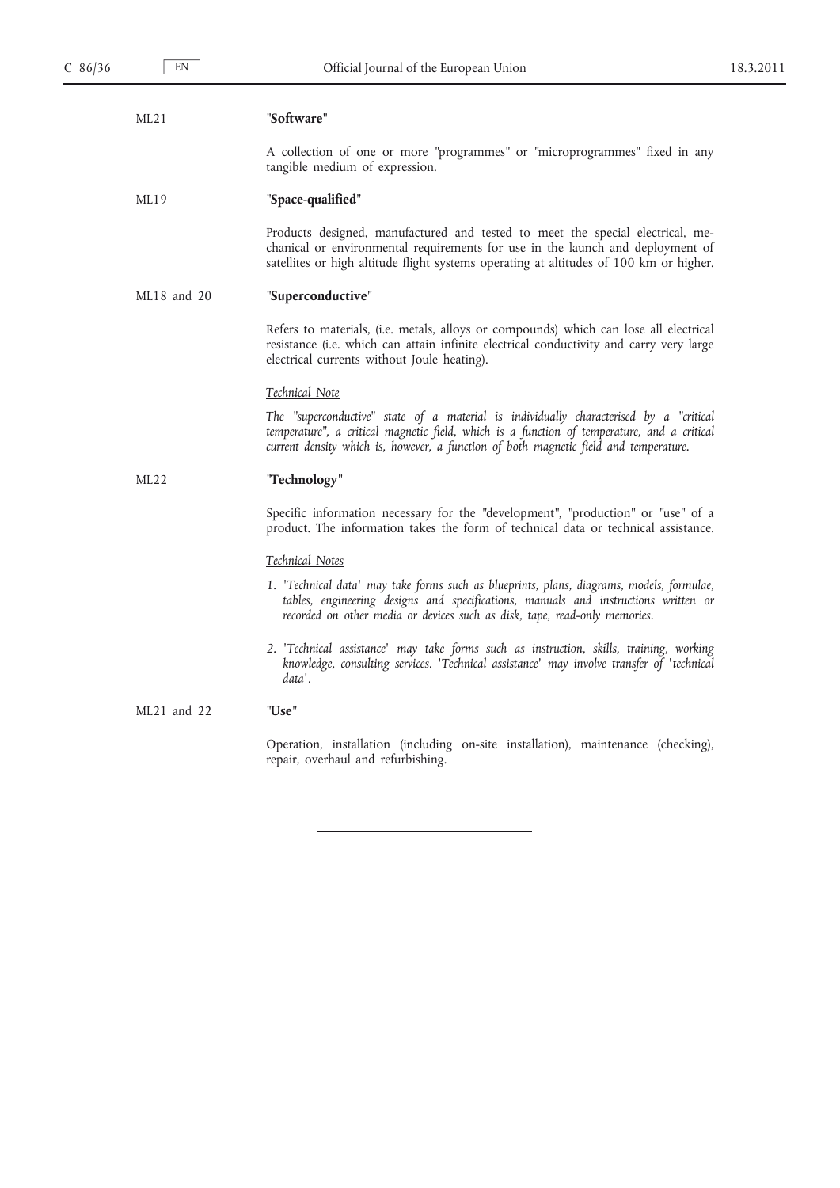| | | |
|---|---|---|
| ML21 | **"Software"** | |

ML21 **"Software"**

A collection of one or more "programmes" or "microprogrammes" fixed in any tangible medium of expression.

ML19 **"Space-qualified"**

Products designed, manufactured and tested to meet the special electrical, mechanical or environmental requirements for use in the launch and deployment of satellites or high altitude flight systems operating at altitudes of 100 km or higher.

ML18 and 20 **"Superconductive"**

Refers to materials, (i.e. metals, alloys or compounds) which can lose all electrical resistance (i.e. which can attain infinite electrical conductivity and carry very large electrical currents without Joule heating).

*Technical Note*

*The "superconductive" state of a material is individually characterised by a "critical temperature", a critical magnetic field, which is a function of temperature, and a critical current density which is, however, a function of both magnetic field and temperature.*

ML22 **"Technology"**

Specific information necessary for the "development", "production" or "use" of a product. The information takes the form of technical data or technical assistance.

*Technical Notes*

1. *'Technical data' may take forms such as blueprints, plans, diagrams, models, formulae, tables, engineering designs and specifications, manuals and instructions written or recorded on other media or devices such as disk, tape, read-only memories.*

2. *'Technical assistance' may take forms such as instruction, skills, training, working knowledge, consulting services. 'Technical assistance' may involve transfer of 'technical data'.*

ML21 and 22 **"Use"**

Operation, installation (including on-site installation), maintenance (checking), repair, overhaul and refurbishing.

ML21 **"Software"**

A collection of one or more "programmes" or "microprogrammes" fixed in any tangible medium of expression.

ML19 **"Space-qualified"**

Products designed, manufactured and tested to meet the special electrical, mechanical or environmental requirements for use in the launch and deployment of satellites or high altitude flight systems operating at altitudes of 100 km or higher.

ML18 and 20 **"Superconductive"**

Refers to materials, (i.e. metals, alloys or compounds) which can lose all electrical resistance (i.e. which can attain infinite electrical conductivity and carry very large electrical currents without Joule heating).

*Technical Note*

*The "superconductive" state of a material is individually characterised by a "critical temperature", a critical magnetic field, which is a function of temperature, and a critical current density which is, however, a function of both magnetic field and temperature.*

ML22 **"Technology"**

Specific information necessary for the "development", "production" or "use" of a product. The information takes the form of technical data or technical assistance.

*Technical Notes*

1. *'Technical data' may take forms such as blueprints, plans, diagrams, models, formulae, tables, engineering designs and specifications, manuals and instructions written or recorded on other media or devices such as disk, tape, read-only memories.*

2. *'Technical assistance' may take forms such as instruction, skills, training, working knowledge, consulting services. 'Technical assistance' may involve transfer of 'technical data'.*

ML21 and 22 **"Use"**

Operation, installation (including on-site installation), maintenance (checking), repair, overhaul and refurbishing.